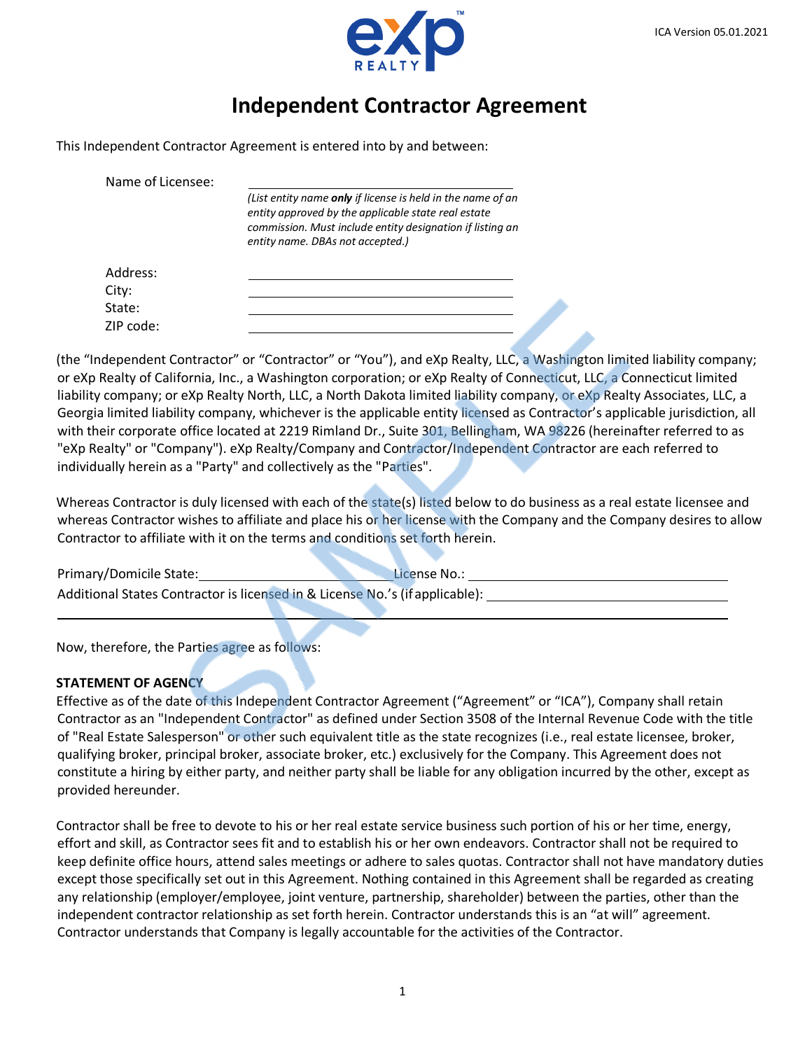ICA Version 05.01.2021

# Independent Contractor Agreement

This Independent Contractor Agreement is entered into by and between:

Name of Licensee: ______________________________

*(List entity name **only** if license is held in the name of an entity approved by the applicable state real estate commission. Must include entity designation if listing an entity name. DBAs not accepted.)*

Address: ______________________________

City: ______________________________

State: ______________________________

ZIP code: ______________________________

(the "Independent Contractor" or "Contractor" or "You"), and eXp Realty, LLC, a Washington limited liability company; or eXp Realty of California, Inc., a Washington corporation; or eXp Realty of Connecticut, LLC, a Connecticut limited liability company; or eXp Realty North, LLC, a North Dakota limited liability company, or eXp Realty Associates, LLC, a Georgia limited liability company, whichever is the applicable entity licensed as Contractor's applicable jurisdiction, all with their corporate office located at 2219 Rimland Dr., Suite 301, Bellingham, WA 98226 (hereinafter referred to as "eXp Realty" or "Company"). eXp Realty/Company and Contractor/Independent Contractor are each referred to individually herein as a "Party" and collectively as the "Parties".

Whereas Contractor is duly licensed with each of the state(s) listed below to do business as a real estate licensee and whereas Contractor wishes to affiliate and place his or her license with the Company and the Company desires to allow Contractor to affiliate with it on the terms and conditions set forth herein.

Primary/Domicile State: ______________________________ License No.: ______________________________

Additional States Contractor is licensed in & License No.'s (if applicable): ______________________________

______________________________________________________________________

Now, therefore, the Parties agree as follows:

**STATEMENT OF AGENCY**

Effective as of the date of this Independent Contractor Agreement ("Agreement" or "ICA"), Company shall retain Contractor as an "Independent Contractor" as defined under Section 3508 of the Internal Revenue Code with the title of "Real Estate Salesperson" or other such equivalent title as the state recognizes (i.e., real estate licensee, broker, qualifying broker, principal broker, associate broker, etc.) exclusively for the Company. This Agreement does not constitute a hiring by either party, and neither party shall be liable for any obligation incurred by the other, except as provided hereunder.

Contractor shall be free to devote to his or her real estate service business such portion of his or her time, energy, effort and skill, as Contractor sees fit and to establish his or her own endeavors. Contractor shall not be required to keep definite office hours, attend sales meetings or adhere to sales quotas. Contractor shall not have mandatory duties except those specifically set out in this Agreement. Nothing contained in this Agreement shall be regarded as creating any relationship (employer/employee, joint venture, partnership, shareholder) between the parties, other than the independent contractor relationship as set forth herein. Contractor understands this is an "at will" agreement. Contractor understands that Company is legally accountable for the activities of the Contractor.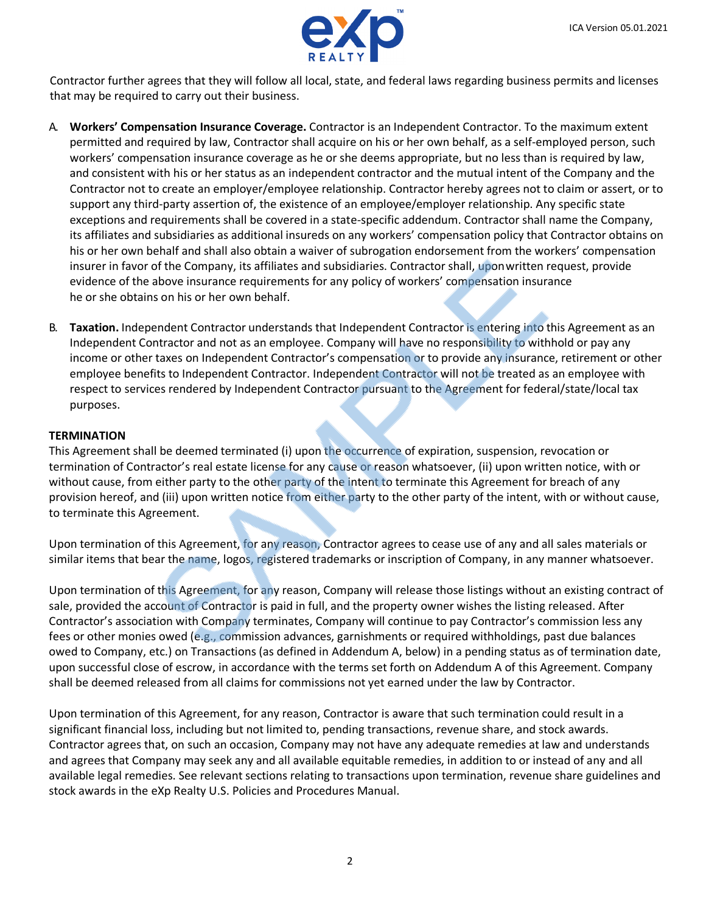Contractor further agrees that they will follow all local, state, and federal laws regarding business permits and licenses that may be required to carry out their business.

A. **Workers' Compensation Insurance Coverage.** Contractor is an Independent Contractor. To the maximum extent permitted and required by law, Contractor shall acquire on his or her own behalf, as a self-employed person, such workers' compensation insurance coverage as he or she deems appropriate, but no less than is required by law, and consistent with his or her status as an independent contractor and the mutual intent of the Company and the Contractor not to create an employer/employee relationship. Contractor hereby agrees not to claim or assert, or to support any third-party assertion of, the existence of an employee/employer relationship. Any specific state exceptions and requirements shall be covered in a state-specific addendum. Contractor shall name the Company, its affiliates and subsidiaries as additional insureds on any workers' compensation policy that Contractor obtains on his or her own behalf and shall also obtain a waiver of subrogation endorsement from the workers' compensation insurer in favor of the Company, its affiliates and subsidiaries. Contractor shall, upon written request, provide evidence of the above insurance requirements for any policy of workers' compensation insurance he or she obtains on his or her own behalf.

B. **Taxation.** Independent Contractor understands that Independent Contractor is entering into this Agreement as an Independent Contractor and not as an employee. Company will have no responsibility to withhold or pay any income or other taxes on Independent Contractor's compensation or to provide any insurance, retirement or other employee benefits to Independent Contractor. Independent Contractor will not be treated as an employee with respect to services rendered by Independent Contractor pursuant to the Agreement for federal/state/local tax purposes.

**TERMINATION**

This Agreement shall be deemed terminated (i) upon the occurrence of expiration, suspension, revocation or termination of Contractor's real estate license for any cause or reason whatsoever, (ii) upon written notice, with or without cause, from either party to the other party of the intent to terminate this Agreement for breach of any provision hereof, and (iii) upon written notice from either party to the other party of the intent, with or without cause, to terminate this Agreement.

Upon termination of this Agreement, for any reason, Contractor agrees to cease use of any and all sales materials or similar items that bear the name, logos, registered trademarks or inscription of Company, in any manner whatsoever.

Upon termination of this Agreement, for any reason, Company will release those listings without an existing contract of sale, provided the account of Contractor is paid in full, and the property owner wishes the listing released. After Contractor's association with Company terminates, Company will continue to pay Contractor's commission less any fees or other monies owed (e.g., commission advances, garnishments or required withholdings, past due balances owed to Company, etc.) on Transactions (as defined in Addendum A, below) in a pending status as of termination date, upon successful close of escrow, in accordance with the terms set forth on Addendum A of this Agreement. Company shall be deemed released from all claims for commissions not yet earned under the law by Contractor.

Upon termination of this Agreement, for any reason, Contractor is aware that such termination could result in a significant financial loss, including but not limited to, pending transactions, revenue share, and stock awards. Contractor agrees that, on such an occasion, Company may not have any adequate remedies at law and understands and agrees that Company may seek any and all available equitable remedies, in addition to or instead of any and all available legal remedies. See relevant sections relating to transactions upon termination, revenue share guidelines and stock awards in the eXp Realty U.S. Policies and Procedures Manual.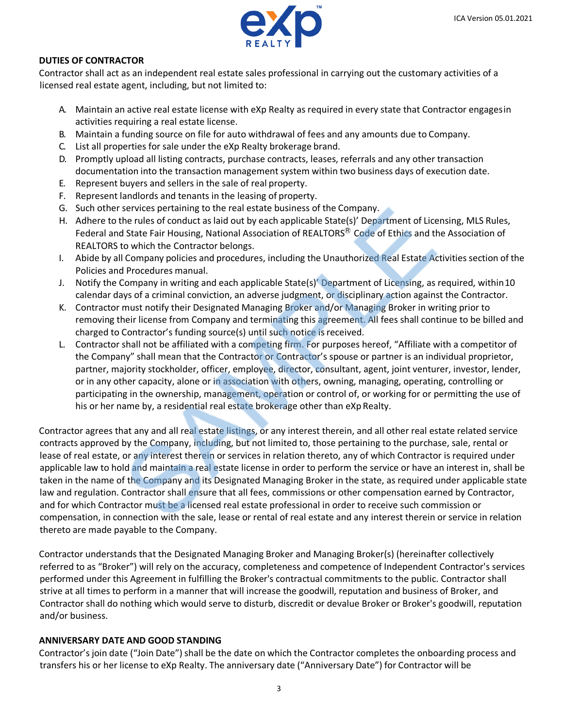## DUTIES OF CONTRACTOR

Contractor shall act as an independent real estate sales professional in carrying out the customary activities of a licensed real estate agent, including, but not limited to:

A. Maintain an active real estate license with eXp Realty as required in every state that Contractor engages in activities requiring a real estate license.
B. Maintain a funding source on file for auto withdrawal of fees and any amounts due to Company.
C. List all properties for sale under the eXp Realty brokerage brand.
D. Promptly upload all listing contracts, purchase contracts, leases, referrals and any other transaction documentation into the transaction management system within two business days of execution date.
E. Represent buyers and sellers in the sale of real property.
F. Represent landlords and tenants in the leasing of property.
G. Such other services pertaining to the real estate business of the Company.
H. Adhere to the rules of conduct as laid out by each applicable State(s)' Department of Licensing, MLS Rules, Federal and State Fair Housing, National Association of REALTORS® Code of Ethics and the Association of REALTORS to which the Contractor belongs.
I. Abide by all Company policies and procedures, including the Unauthorized Real Estate Activities section of the Policies and Procedures manual.
J. Notify the Company in writing and each applicable State(s)' Department of Licensing, as required, within 10 calendar days of a criminal conviction, an adverse judgment, or disciplinary action against the Contractor.
K. Contractor must notify their Designated Managing Broker and/or Managing Broker in writing prior to removing their license from Company and terminating this agreement. All fees shall continue to be billed and charged to Contractor's funding source(s) until such notice is received.
L. Contractor shall not be affiliated with a competing firm. For purposes hereof, "Affiliate with a competitor of the Company" shall mean that the Contractor or Contractor's spouse or partner is an individual proprietor, partner, majority stockholder, officer, employee, director, consultant, agent, joint venturer, investor, lender, or in any other capacity, alone or in association with others, owning, managing, operating, controlling or participating in the ownership, management, operation or control of, or working for or permitting the use of his or her name by, a residential real estate brokerage other than eXp Realty.

Contractor agrees that any and all real estate listings, or any interest therein, and all other real estate related service contracts approved by the Company, including, but not limited to, those pertaining to the purchase, sale, rental or lease of real estate, or any interest therein or services in relation thereto, any of which Contractor is required under applicable law to hold and maintain a real estate license in order to perform the service or have an interest in, shall be taken in the name of the Company and its Designated Managing Broker in the state, as required under applicable state law and regulation. Contractor shall ensure that all fees, commissions or other compensation earned by Contractor, and for which Contractor must be a licensed real estate professional in order to receive such commission or compensation, in connection with the sale, lease or rental of real estate and any interest therein or service in relation thereto are made payable to the Company.

Contractor understands that the Designated Managing Broker and Managing Broker(s) (hereinafter collectively referred to as "Broker") will rely on the accuracy, completeness and competence of Independent Contractor's services performed under this Agreement in fulfilling the Broker's contractual commitments to the public. Contractor shall strive at all times to perform in a manner that will increase the goodwill, reputation and business of Broker, and Contractor shall do nothing which would serve to disturb, discredit or devalue Broker or Broker's goodwill, reputation and/or business.

## ANNIVERSARY DATE AND GOOD STANDING

Contractor's join date ("Join Date") shall be the date on which the Contractor completes the onboarding process and transfers his or her license to eXp Realty. The anniversary date ("Anniversary Date") for Contractor will be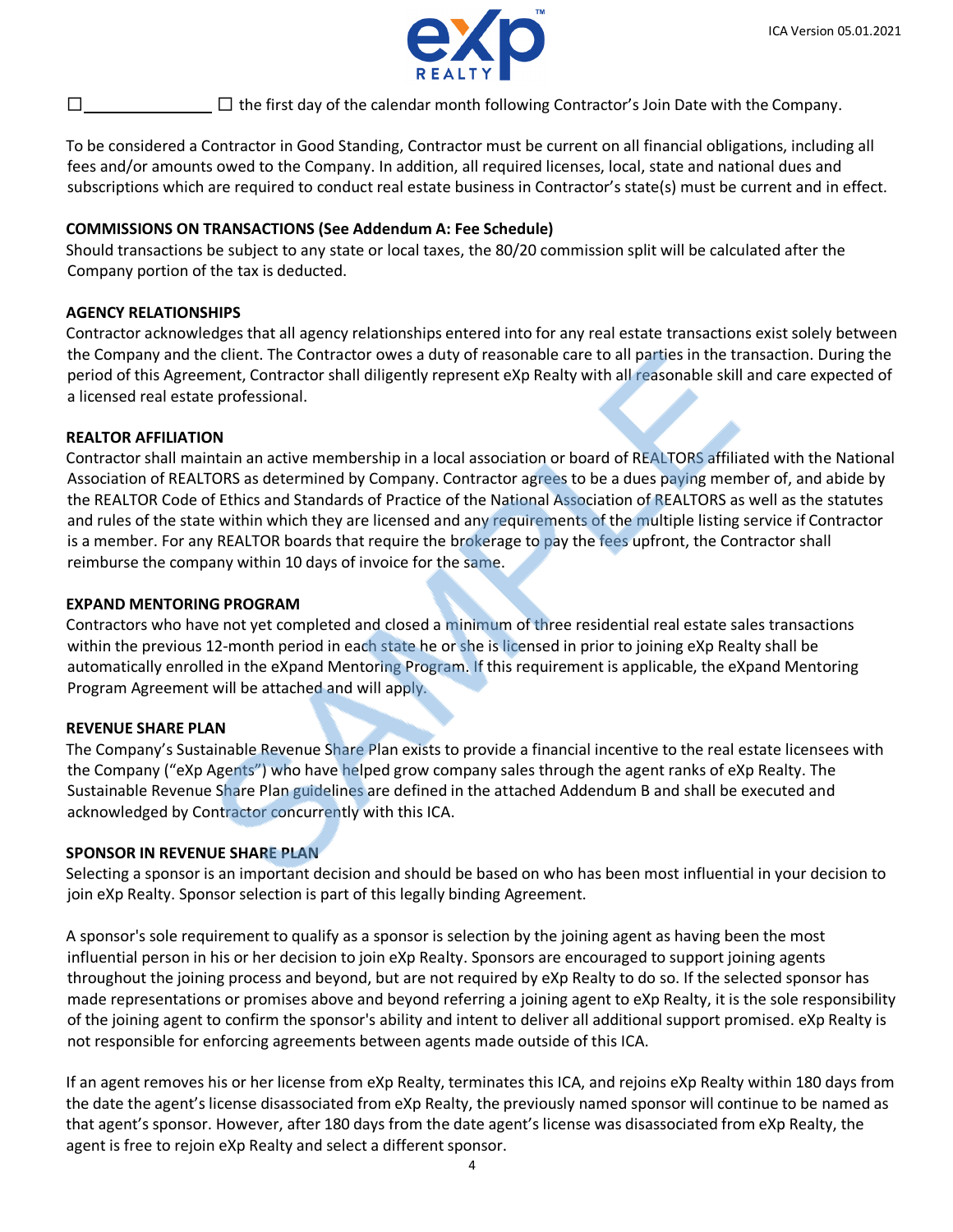☐ ______________ ☐ the first day of the calendar month following Contractor's Join Date with the Company.

To be considered a Contractor in Good Standing, Contractor must be current on all financial obligations, including all fees and/or amounts owed to the Company. In addition, all required licenses, local, state and national dues and subscriptions which are required to conduct real estate business in Contractor's state(s) must be current and in effect.

**COMMISSIONS ON TRANSACTIONS (See Addendum A: Fee Schedule)**

Should transactions be subject to any state or local taxes, the 80/20 commission split will be calculated after the Company portion of the tax is deducted.

**AGENCY RELATIONSHIPS**

Contractor acknowledges that all agency relationships entered into for any real estate transactions exist solely between the Company and the client. The Contractor owes a duty of reasonable care to all parties in the transaction. During the period of this Agreement, Contractor shall diligently represent eXp Realty with all reasonable skill and care expected of a licensed real estate professional.

**REALTOR AFFILIATION**

Contractor shall maintain an active membership in a local association or board of REALTORS affiliated with the National Association of REALTORS as determined by Company. Contractor agrees to be a dues paying member of, and abide by the REALTOR Code of Ethics and Standards of Practice of the National Association of REALTORS as well as the statutes and rules of the state within which they are licensed and any requirements of the multiple listing service if Contractor is a member. For any REALTOR boards that require the brokerage to pay the fees upfront, the Contractor shall reimburse the company within 10 days of invoice for the same.

**EXPAND MENTORING PROGRAM**

Contractors who have not yet completed and closed a minimum of three residential real estate sales transactions within the previous 12-month period in each state he or she is licensed in prior to joining eXp Realty shall be automatically enrolled in the eXpand Mentoring Program. If this requirement is applicable, the eXpand Mentoring Program Agreement will be attached and will apply.

**REVENUE SHARE PLAN**

The Company's Sustainable Revenue Share Plan exists to provide a financial incentive to the real estate licensees with the Company ("eXp Agents") who have helped grow company sales through the agent ranks of eXp Realty. The Sustainable Revenue Share Plan guidelines are defined in the attached Addendum B and shall be executed and acknowledged by Contractor concurrently with this ICA.

**SPONSOR IN REVENUE SHARE PLAN**

Selecting a sponsor is an important decision and should be based on who has been most influential in your decision to join eXp Realty. Sponsor selection is part of this legally binding Agreement.

A sponsor's sole requirement to qualify as a sponsor is selection by the joining agent as having been the most influential person in his or her decision to join eXp Realty. Sponsors are encouraged to support joining agents throughout the joining process and beyond, but are not required by eXp Realty to do so. If the selected sponsor has made representations or promises above and beyond referring a joining agent to eXp Realty, it is the sole responsibility of the joining agent to confirm the sponsor's ability and intent to deliver all additional support promised. eXp Realty is not responsible for enforcing agreements between agents made outside of this ICA.

If an agent removes his or her license from eXp Realty, terminates this ICA, and rejoins eXp Realty within 180 days from the date the agent's license disassociated from eXp Realty, the previously named sponsor will continue to be named as that agent's sponsor. However, after 180 days from the date agent's license was disassociated from eXp Realty, the agent is free to rejoin eXp Realty and select a different sponsor.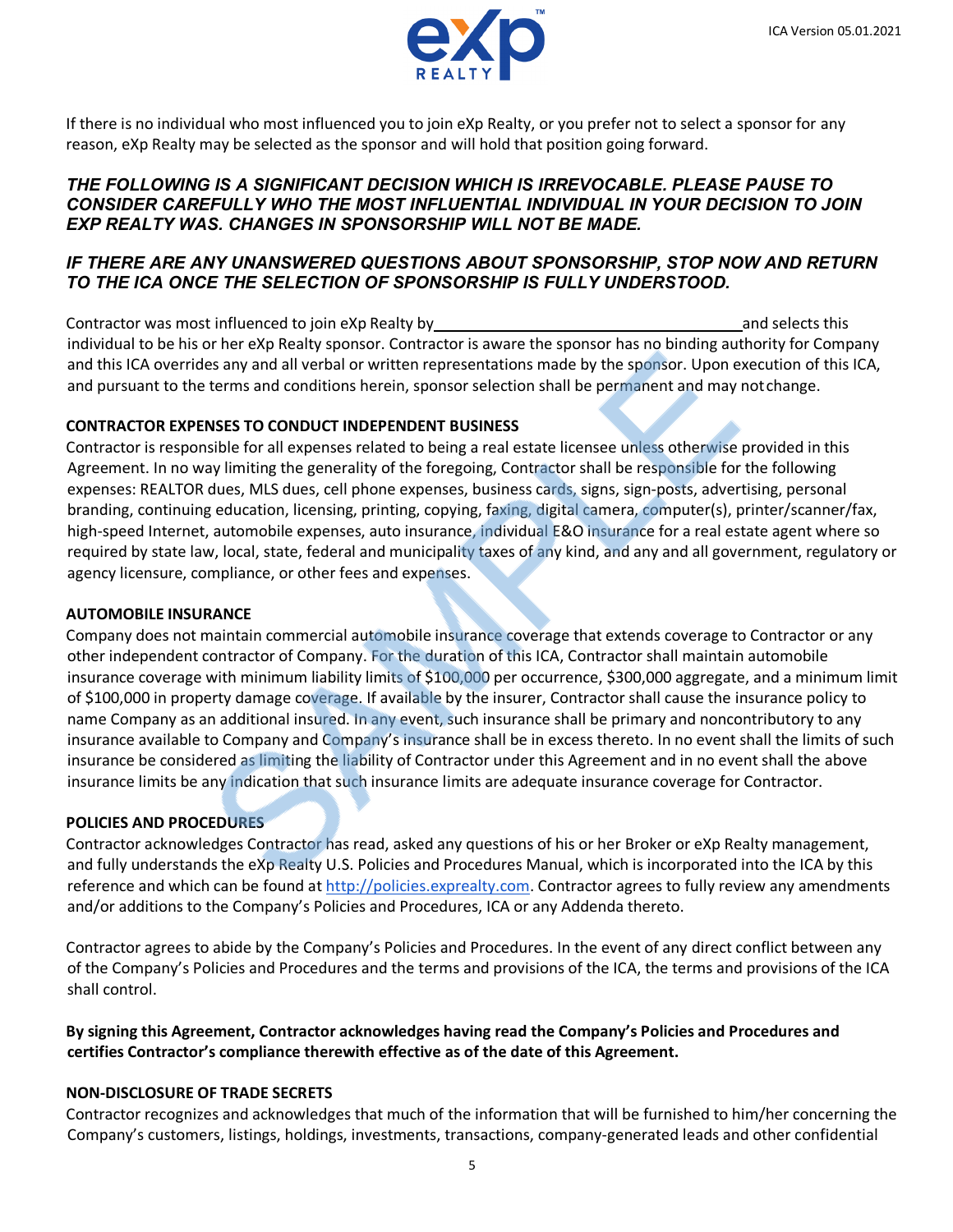If there is no individual who most influenced you to join eXp Realty, or you prefer not to select a sponsor for any reason, eXp Realty may be selected as the sponsor and will hold that position going forward.

***THE FOLLOWING IS A SIGNIFICANT DECISION WHICH IS IRREVOCABLE. PLEASE PAUSE TO CONSIDER CAREFULLY WHO THE MOST INFLUENTIAL INDIVIDUAL IN YOUR DECISION TO JOIN EXP REALTY WAS. CHANGES IN SPONSORSHIP WILL NOT BE MADE.***

***IF THERE ARE ANY UNANSWERED QUESTIONS ABOUT SPONSORSHIP, STOP NOW AND RETURN TO THE ICA ONCE THE SELECTION OF SPONSORSHIP IS FULLY UNDERSTOOD.***

Contractor was most influenced to join eXp Realty by ______________________________________ and selects this individual to be his or her eXp Realty sponsor. Contractor is aware the sponsor has no binding authority for Company and this ICA overrides any and all verbal or written representations made by the sponsor. Upon execution of this ICA, and pursuant to the terms and conditions herein, sponsor selection shall be permanent and may not change.

**CONTRACTOR EXPENSES TO CONDUCT INDEPENDENT BUSINESS**

Contractor is responsible for all expenses related to being a real estate licensee unless otherwise provided in this Agreement. In no way limiting the generality of the foregoing, Contractor shall be responsible for the following expenses: REALTOR dues, MLS dues, cell phone expenses, business cards, signs, sign-posts, advertising, personal branding, continuing education, licensing, printing, copying, faxing, digital camera, computer(s), printer/scanner/fax, high-speed Internet, automobile expenses, auto insurance, individual E&O insurance for a real estate agent where so required by state law, local, state, federal and municipality taxes of any kind, and any and all government, regulatory or agency licensure, compliance, or other fees and expenses.

**AUTOMOBILE INSURANCE**

Company does not maintain commercial automobile insurance coverage that extends coverage to Contractor or any other independent contractor of Company. For the duration of this ICA, Contractor shall maintain automobile insurance coverage with minimum liability limits of $100,000 per occurrence, $300,000 aggregate, and a minimum limit of $100,000 in property damage coverage. If available by the insurer, Contractor shall cause the insurance policy to name Company as an additional insured. In any event, such insurance shall be primary and noncontributory to any insurance available to Company and Company's insurance shall be in excess thereto. In no event shall the limits of such insurance be considered as limiting the liability of Contractor under this Agreement and in no event shall the above insurance limits be any indication that such insurance limits are adequate insurance coverage for Contractor.

**POLICIES AND PROCEDURES**

Contractor acknowledges Contractor has read, asked any questions of his or her Broker or eXp Realty management, and fully understands the eXp Realty U.S. Policies and Procedures Manual, which is incorporated into the ICA by this reference and which can be found at http://policies.exprealty.com. Contractor agrees to fully review any amendments and/or additions to the Company's Policies and Procedures, ICA or any Addenda thereto.

Contractor agrees to abide by the Company's Policies and Procedures. In the event of any direct conflict between any of the Company's Policies and Procedures and the terms and provisions of the ICA, the terms and provisions of the ICA shall control.

**By signing this Agreement, Contractor acknowledges having read the Company's Policies and Procedures and certifies Contractor's compliance therewith effective as of the date of this Agreement.**

**NON-DISCLOSURE OF TRADE SECRETS**

Contractor recognizes and acknowledges that much of the information that will be furnished to him/her concerning the Company's customers, listings, holdings, investments, transactions, company-generated leads and other confidential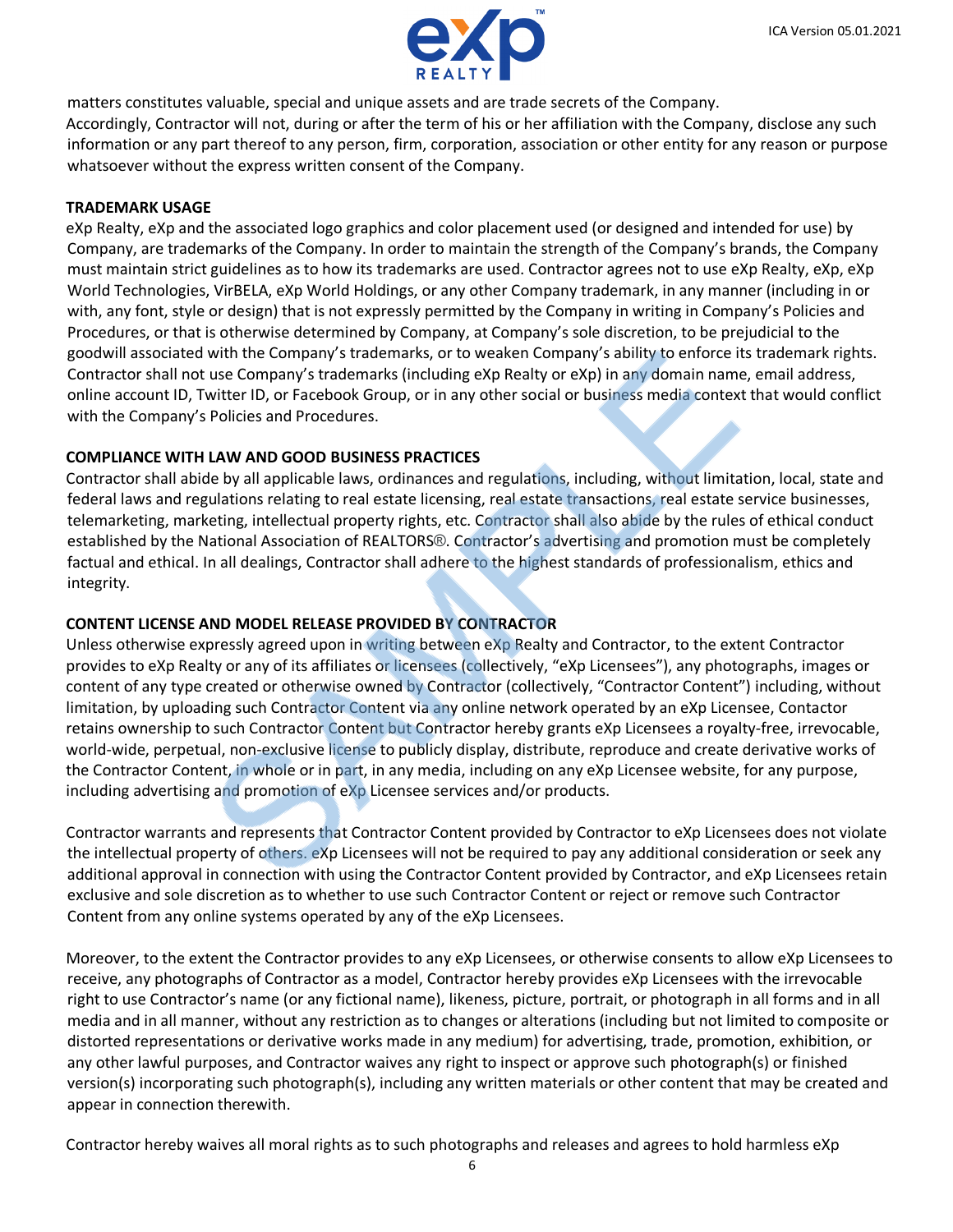matters constitutes valuable, special and unique assets and are trade secrets of the Company. Accordingly, Contractor will not, during or after the term of his or her affiliation with the Company, disclose any such information or any part thereof to any person, firm, corporation, association or other entity for any reason or purpose whatsoever without the express written consent of the Company.

**TRADEMARK USAGE**

eXp Realty, eXp and the associated logo graphics and color placement used (or designed and intended for use) by Company, are trademarks of the Company. In order to maintain the strength of the Company's brands, the Company must maintain strict guidelines as to how its trademarks are used. Contractor agrees not to use eXp Realty, eXp, eXp World Technologies, VirBELA, eXp World Holdings, or any other Company trademark, in any manner (including in or with, any font, style or design) that is not expressly permitted by the Company in writing in Company's Policies and Procedures, or that is otherwise determined by Company, at Company's sole discretion, to be prejudicial to the goodwill associated with the Company's trademarks, or to weaken Company's ability to enforce its trademark rights. Contractor shall not use Company's trademarks (including eXp Realty or eXp) in any domain name, email address, online account ID, Twitter ID, or Facebook Group, or in any other social or business media context that would conflict with the Company's Policies and Procedures.

**COMPLIANCE WITH LAW AND GOOD BUSINESS PRACTICES**

Contractor shall abide by all applicable laws, ordinances and regulations, including, without limitation, local, state and federal laws and regulations relating to real estate licensing, real estate transactions, real estate service businesses, telemarketing, marketing, intellectual property rights, etc. Contractor shall also abide by the rules of ethical conduct established by the National Association of REALTORS®. Contractor's advertising and promotion must be completely factual and ethical. In all dealings, Contractor shall adhere to the highest standards of professionalism, ethics and integrity.

**CONTENT LICENSE AND MODEL RELEASE PROVIDED BY CONTRACTOR**

Unless otherwise expressly agreed upon in writing between eXp Realty and Contractor, to the extent Contractor provides to eXp Realty or any of its affiliates or licensees (collectively, "eXp Licensees"), any photographs, images or content of any type created or otherwise owned by Contractor (collectively, "Contractor Content") including, without limitation, by uploading such Contractor Content via any online network operated by an eXp Licensee, Contactor retains ownership to such Contractor Content but Contractor hereby grants eXp Licensees a royalty-free, irrevocable, world-wide, perpetual, non-exclusive license to publicly display, distribute, reproduce and create derivative works of the Contractor Content, in whole or in part, in any media, including on any eXp Licensee website, for any purpose, including advertising and promotion of eXp Licensee services and/or products.

Contractor warrants and represents that Contractor Content provided by Contractor to eXp Licensees does not violate the intellectual property of others. eXp Licensees will not be required to pay any additional consideration or seek any additional approval in connection with using the Contractor Content provided by Contractor, and eXp Licensees retain exclusive and sole discretion as to whether to use such Contractor Content or reject or remove such Contractor Content from any online systems operated by any of the eXp Licensees.

Moreover, to the extent the Contractor provides to any eXp Licensees, or otherwise consents to allow eXp Licensees to receive, any photographs of Contractor as a model, Contractor hereby provides eXp Licensees with the irrevocable right to use Contractor's name (or any fictional name), likeness, picture, portrait, or photograph in all forms and in all media and in all manner, without any restriction as to changes or alterations (including but not limited to composite or distorted representations or derivative works made in any medium) for advertising, trade, promotion, exhibition, or any other lawful purposes, and Contractor waives any right to inspect or approve such photograph(s) or finished version(s) incorporating such photograph(s), including any written materials or other content that may be created and appear in connection therewith.

Contractor hereby waives all moral rights as to such photographs and releases and agrees to hold harmless eXp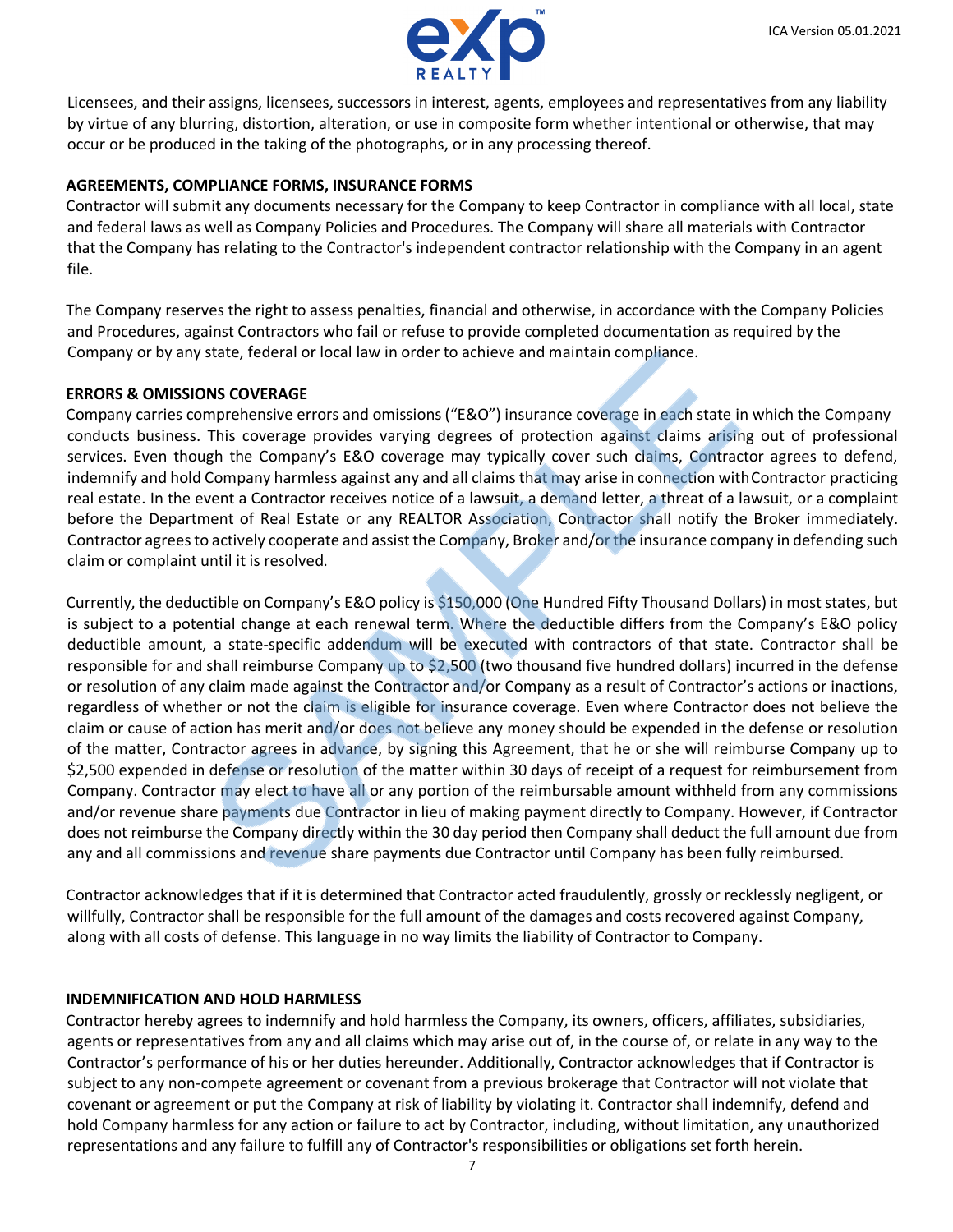Licensees, and their assigns, licensees, successors in interest, agents, employees and representatives from any liability by virtue of any blurring, distortion, alteration, or use in composite form whether intentional or otherwise, that may occur or be produced in the taking of the photographs, or in any processing thereof.

**AGREEMENTS, COMPLIANCE FORMS, INSURANCE FORMS**

Contractor will submit any documents necessary for the Company to keep Contractor in compliance with all local, state and federal laws as well as Company Policies and Procedures. The Company will share all materials with Contractor that the Company has relating to the Contractor's independent contractor relationship with the Company in an agent file.

The Company reserves the right to assess penalties, financial and otherwise, in accordance with the Company Policies and Procedures, against Contractors who fail or refuse to provide completed documentation as required by the Company or by any state, federal or local law in order to achieve and maintain compliance.

**ERRORS & OMISSIONS COVERAGE**

Company carries comprehensive errors and omissions ("E&O") insurance coverage in each state in which the Company conducts business. This coverage provides varying degrees of protection against claims arising out of professional services. Even though the Company's E&O coverage may typically cover such claims, Contractor agrees to defend, indemnify and hold Company harmless against any and all claims that may arise in connection with Contractor practicing real estate. In the event a Contractor receives notice of a lawsuit, a demand letter, a threat of a lawsuit, or a complaint before the Department of Real Estate or any REALTOR Association, Contractor shall notify the Broker immediately. Contractor agrees to actively cooperate and assist the Company, Broker and/or the insurance company in defending such claim or complaint until it is resolved.

Currently, the deductible on Company's E&O policy is $150,000 (One Hundred Fifty Thousand Dollars) in most states, but is subject to a potential change at each renewal term. Where the deductible differs from the Company's E&O policy deductible amount, a state-specific addendum will be executed with contractors of that state. Contractor shall be responsible for and shall reimburse Company up to $2,500 (two thousand five hundred dollars) incurred in the defense or resolution of any claim made against the Contractor and/or Company as a result of Contractor's actions or inactions, regardless of whether or not the claim is eligible for insurance coverage. Even where Contractor does not believe the claim or cause of action has merit and/or does not believe any money should be expended in the defense or resolution of the matter, Contractor agrees in advance, by signing this Agreement, that he or she will reimburse Company up to $2,500 expended in defense or resolution of the matter within 30 days of receipt of a request for reimbursement from Company. Contractor may elect to have all or any portion of the reimbursable amount withheld from any commissions and/or revenue share payments due Contractor in lieu of making payment directly to Company. However, if Contractor does not reimburse the Company directly within the 30 day period then Company shall deduct the full amount due from any and all commissions and revenue share payments due Contractor until Company has been fully reimbursed.

Contractor acknowledges that if it is determined that Contractor acted fraudulently, grossly or recklessly negligent, or willfully, Contractor shall be responsible for the full amount of the damages and costs recovered against Company, along with all costs of defense. This language in no way limits the liability of Contractor to Company.

**INDEMNIFICATION AND HOLD HARMLESS**

Contractor hereby agrees to indemnify and hold harmless the Company, its owners, officers, affiliates, subsidiaries, agents or representatives from any and all claims which may arise out of, in the course of, or relate in any way to the Contractor's performance of his or her duties hereunder. Additionally, Contractor acknowledges that if Contractor is subject to any non-compete agreement or covenant from a previous brokerage that Contractor will not violate that covenant or agreement or put the Company at risk of liability by violating it. Contractor shall indemnify, defend and hold Company harmless for any action or failure to act by Contractor, including, without limitation, any unauthorized representations and any failure to fulfill any of Contractor's responsibilities or obligations set forth herein.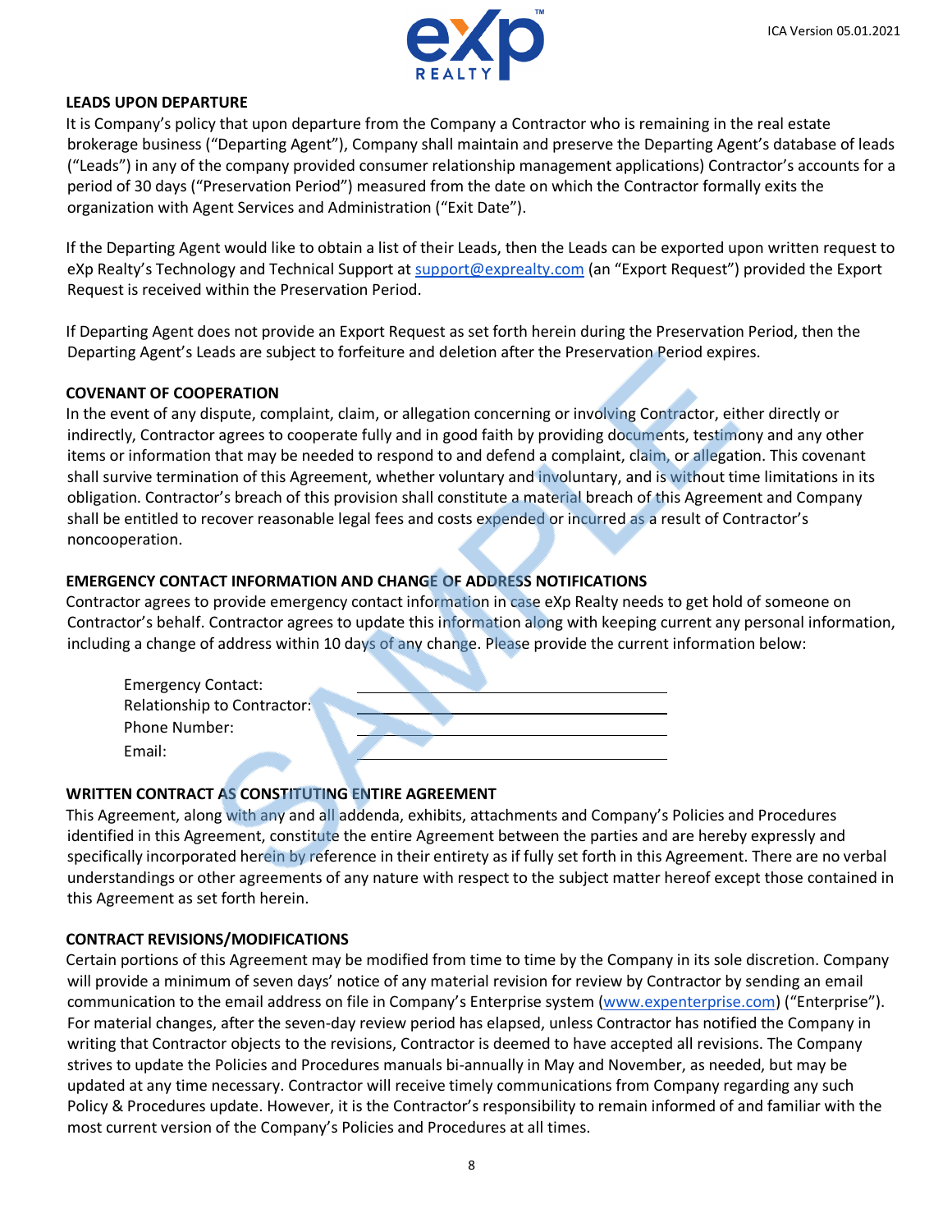**LEADS UPON DEPARTURE**

It is Company's policy that upon departure from the Company a Contractor who is remaining in the real estate brokerage business ("Departing Agent"), Company shall maintain and preserve the Departing Agent's database of leads ("Leads") in any of the company provided consumer relationship management applications) Contractor's accounts for a period of 30 days ("Preservation Period") measured from the date on which the Contractor formally exits the organization with Agent Services and Administration ("Exit Date").

If the Departing Agent would like to obtain a list of their Leads, then the Leads can be exported upon written request to eXp Realty's Technology and Technical Support at support@exprealty.com (an "Export Request") provided the Export Request is received within the Preservation Period.

If Departing Agent does not provide an Export Request as set forth herein during the Preservation Period, then the Departing Agent's Leads are subject to forfeiture and deletion after the Preservation Period expires.

**COVENANT OF COOPERATION**

In the event of any dispute, complaint, claim, or allegation concerning or involving Contractor, either directly or indirectly, Contractor agrees to cooperate fully and in good faith by providing documents, testimony and any other items or information that may be needed to respond to and defend a complaint, claim, or allegation. This covenant shall survive termination of this Agreement, whether voluntary and involuntary, and is without time limitations in its obligation. Contractor's breach of this provision shall constitute a material breach of this Agreement and Company shall be entitled to recover reasonable legal fees and costs expended or incurred as a result of Contractor's noncooperation.

**EMERGENCY CONTACT INFORMATION AND CHANGE OF ADDRESS NOTIFICATIONS**

Contractor agrees to provide emergency contact information in case eXp Realty needs to get hold of someone on Contractor's behalf. Contractor agrees to update this information along with keeping current any personal information, including a change of address within 10 days of any change. Please provide the current information below:

Emergency Contact: ______________________________

Relationship to Contractor: ______________________________

Phone Number: ______________________________

Email: ______________________________

**WRITTEN CONTRACT AS CONSTITUTING ENTIRE AGREEMENT**

This Agreement, along with any and all addenda, exhibits, attachments and Company's Policies and Procedures identified in this Agreement, constitute the entire Agreement between the parties and are hereby expressly and specifically incorporated herein by reference in their entirety as if fully set forth in this Agreement. There are no verbal understandings or other agreements of any nature with respect to the subject matter hereof except those contained in this Agreement as set forth herein.

**CONTRACT REVISIONS/MODIFICATIONS**

Certain portions of this Agreement may be modified from time to time by the Company in its sole discretion. Company will provide a minimum of seven days' notice of any material revision for review by Contractor by sending an email communication to the email address on file in Company's Enterprise system (www.expenterprise.com) ("Enterprise"). For material changes, after the seven-day review period has elapsed, unless Contractor has notified the Company in writing that Contractor objects to the revisions, Contractor is deemed to have accepted all revisions. The Company strives to update the Policies and Procedures manuals bi-annually in May and November, as needed, but may be updated at any time necessary. Contractor will receive timely communications from Company regarding any such Policy & Procedures update. However, it is the Contractor's responsibility to remain informed of and familiar with the most current version of the Company's Policies and Procedures at all times.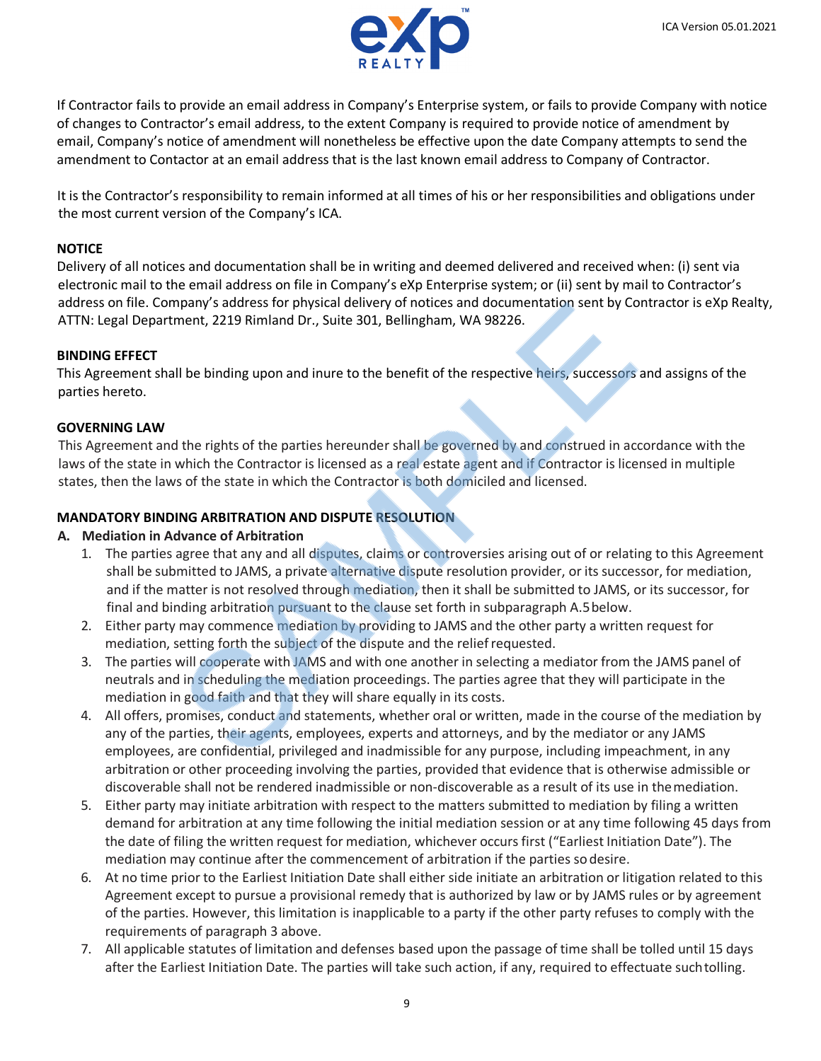If Contractor fails to provide an email address in Company's Enterprise system, or fails to provide Company with notice of changes to Contractor's email address, to the extent Company is required to provide notice of amendment by email, Company's notice of amendment will nonetheless be effective upon the date Company attempts to send the amendment to Contactor at an email address that is the last known email address to Company of Contractor.

It is the Contractor's responsibility to remain informed at all times of his or her responsibilities and obligations under the most current version of the Company's ICA.

**NOTICE**

Delivery of all notices and documentation shall be in writing and deemed delivered and received when: (i) sent via electronic mail to the email address on file in Company's eXp Enterprise system; or (ii) sent by mail to Contractor's address on file. Company's address for physical delivery of notices and documentation sent by Contractor is eXp Realty, ATTN: Legal Department, 2219 Rimland Dr., Suite 301, Bellingham, WA 98226.

**BINDING EFFECT**

This Agreement shall be binding upon and inure to the benefit of the respective heirs, successors and assigns of the parties hereto.

**GOVERNING LAW**

This Agreement and the rights of the parties hereunder shall be governed by and construed in accordance with the laws of the state in which the Contractor is licensed as a real estate agent and if Contractor is licensed in multiple states, then the laws of the state in which the Contractor is both domiciled and licensed.

**MANDATORY BINDING ARBITRATION AND DISPUTE RESOLUTION**

**A. Mediation in Advance of Arbitration**

1. The parties agree that any and all disputes, claims or controversies arising out of or relating to this Agreement shall be submitted to JAMS, a private alternative dispute resolution provider, or its successor, for mediation, and if the matter is not resolved through mediation, then it shall be submitted to JAMS, or its successor, for final and binding arbitration pursuant to the clause set forth in subparagraph A.5 below.
2. Either party may commence mediation by providing to JAMS and the other party a written request for mediation, setting forth the subject of the dispute and the relief requested.
3. The parties will cooperate with JAMS and with one another in selecting a mediator from the JAMS panel of neutrals and in scheduling the mediation proceedings. The parties agree that they will participate in the mediation in good faith and that they will share equally in its costs.
4. All offers, promises, conduct and statements, whether oral or written, made in the course of the mediation by any of the parties, their agents, employees, experts and attorneys, and by the mediator or any JAMS employees, are confidential, privileged and inadmissible for any purpose, including impeachment, in any arbitration or other proceeding involving the parties, provided that evidence that is otherwise admissible or discoverable shall not be rendered inadmissible or non-discoverable as a result of its use in the mediation.
5. Either party may initiate arbitration with respect to the matters submitted to mediation by filing a written demand for arbitration at any time following the initial mediation session or at any time following 45 days from the date of filing the written request for mediation, whichever occurs first ("Earliest Initiation Date"). The mediation may continue after the commencement of arbitration if the parties so desire.
6. At no time prior to the Earliest Initiation Date shall either side initiate an arbitration or litigation related to this Agreement except to pursue a provisional remedy that is authorized by law or by JAMS rules or by agreement of the parties. However, this limitation is inapplicable to a party if the other party refuses to comply with the requirements of paragraph 3 above.
7. All applicable statutes of limitation and defenses based upon the passage of time shall be tolled until 15 days after the Earliest Initiation Date. The parties will take such action, if any, required to effectuate such tolling.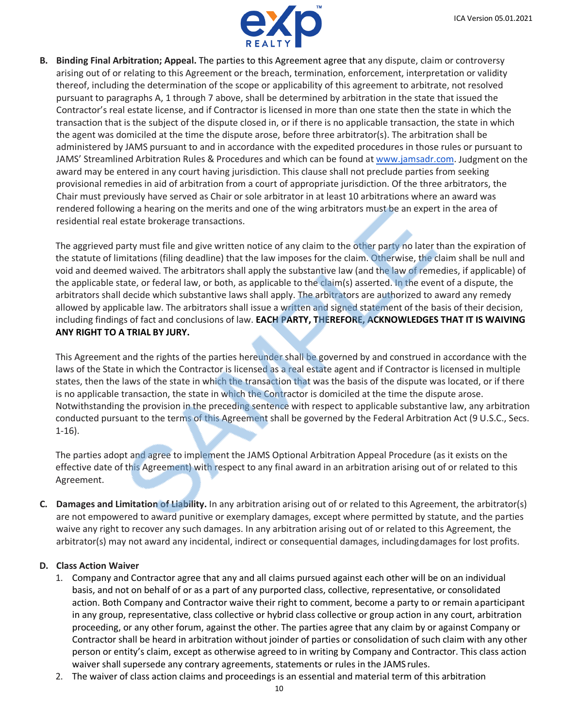**B. Binding Final Arbitration; Appeal.** The parties to this Agreement agree that any dispute, claim or controversy arising out of or relating to this Agreement or the breach, termination, enforcement, interpretation or validity thereof, including the determination of the scope or applicability of this agreement to arbitrate, not resolved pursuant to paragraphs A, 1 through 7 above, shall be determined by arbitration in the state that issued the Contractor's real estate license, and if Contractor is licensed in more than one state then the state in which the transaction that is the subject of the dispute closed in, or if there is no applicable transaction, the state in which the agent was domiciled at the time the dispute arose, before three arbitrator(s). The arbitration shall be administered by JAMS pursuant to and in accordance with the expedited procedures in those rules or pursuant to JAMS' Streamlined Arbitration Rules & Procedures and which can be found at www.jamsadr.com. Judgment on the award may be entered in any court having jurisdiction. This clause shall not preclude parties from seeking provisional remedies in aid of arbitration from a court of appropriate jurisdiction. Of the three arbitrators, the Chair must previously have served as Chair or sole arbitrator in at least 10 arbitrations where an award was rendered following a hearing on the merits and one of the wing arbitrators must be an expert in the area of residential real estate brokerage transactions.

The aggrieved party must file and give written notice of any claim to the other party no later than the expiration of the statute of limitations (filing deadline) that the law imposes for the claim. Otherwise, the claim shall be null and void and deemed waived. The arbitrators shall apply the substantive law (and the law of remedies, if applicable) of the applicable state, or federal law, or both, as applicable to the claim(s) asserted. In the event of a dispute, the arbitrators shall decide which substantive laws shall apply. The arbitrators are authorized to award any remedy allowed by applicable law. The arbitrators shall issue a written and signed statement of the basis of their decision, including findings of fact and conclusions of law. **EACH PARTY, THEREFORE, ACKNOWLEDGES THAT IT IS WAIVING ANY RIGHT TO A TRIAL BY JURY.**

This Agreement and the rights of the parties hereunder shall be governed by and construed in accordance with the laws of the State in which the Contractor is licensed as a real estate agent and if Contractor is licensed in multiple states, then the laws of the state in which the transaction that was the basis of the dispute was located, or if there is no applicable transaction, the state in which the Contractor is domiciled at the time the dispute arose. Notwithstanding the provision in the preceding sentence with respect to applicable substantive law, any arbitration conducted pursuant to the terms of this Agreement shall be governed by the Federal Arbitration Act (9 U.S.C., Secs. 1-16).

The parties adopt and agree to implement the JAMS Optional Arbitration Appeal Procedure (as it exists on the effective date of this Agreement) with respect to any final award in an arbitration arising out of or related to this Agreement.

**C. Damages and Limitation of Liability.** In any arbitration arising out of or related to this Agreement, the arbitrator(s) are not empowered to award punitive or exemplary damages, except where permitted by statute, and the parties waive any right to recover any such damages. In any arbitration arising out of or related to this Agreement, the arbitrator(s) may not award any incidental, indirect or consequential damages, including damages for lost profits.

**D. Class Action Waiver**

1. Company and Contractor agree that any and all claims pursued against each other will be on an individual basis, and not on behalf of or as a part of any purported class, collective, representative, or consolidated action. Both Company and Contractor waive their right to comment, become a party to or remain a participant in any group, representative, class collective or hybrid class collective or group action in any court, arbitration proceeding, or any other forum, against the other. The parties agree that any claim by or against Company or Contractor shall be heard in arbitration without joinder of parties or consolidation of such claim with any other person or entity's claim, except as otherwise agreed to in writing by Company and Contractor. This class action waiver shall supersede any contrary agreements, statements or rules in the JAMS rules.
2. The waiver of class action claims and proceedings is an essential and material term of this arbitration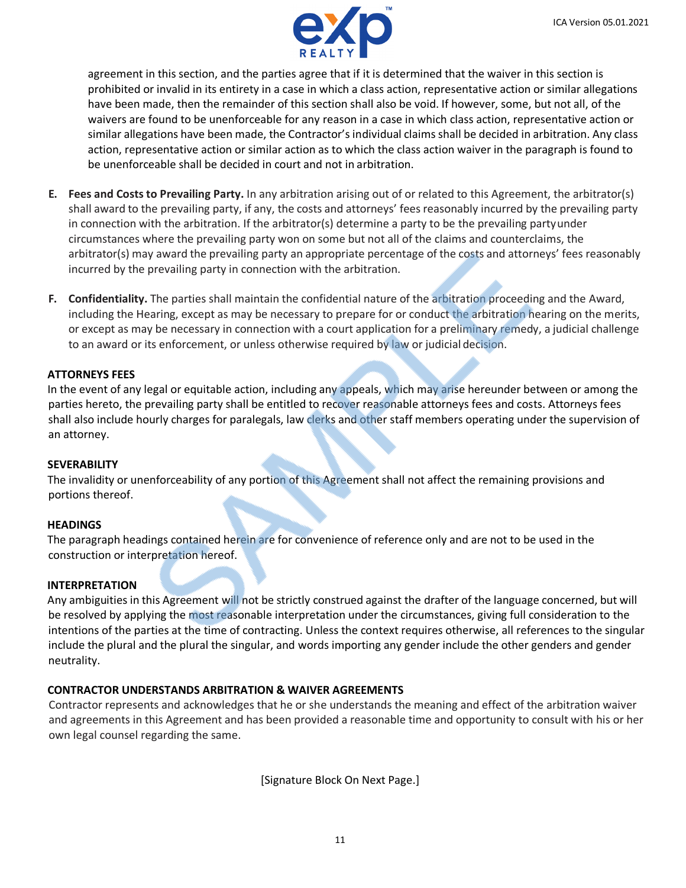agreement in this section, and the parties agree that if it is determined that the waiver in this section is prohibited or invalid in its entirety in a case in which a class action, representative action or similar allegations have been made, then the remainder of this section shall also be void. If however, some, but not all, of the waivers are found to be unenforceable for any reason in a case in which class action, representative action or similar allegations have been made, the Contractor's individual claims shall be decided in arbitration. Any class action, representative action or similar action as to which the class action waiver in the paragraph is found to be unenforceable shall be decided in court and not in arbitration.

**E. Fees and Costs to Prevailing Party.** In any arbitration arising out of or related to this Agreement, the arbitrator(s) shall award to the prevailing party, if any, the costs and attorneys' fees reasonably incurred by the prevailing party in connection with the arbitration. If the arbitrator(s) determine a party to be the prevailing party under circumstances where the prevailing party won on some but not all of the claims and counterclaims, the arbitrator(s) may award the prevailing party an appropriate percentage of the costs and attorneys' fees reasonably incurred by the prevailing party in connection with the arbitration.

**F. Confidentiality.** The parties shall maintain the confidential nature of the arbitration proceeding and the Award, including the Hearing, except as may be necessary to prepare for or conduct the arbitration hearing on the merits, or except as may be necessary in connection with a court application for a preliminary remedy, a judicial challenge to an award or its enforcement, or unless otherwise required by law or judicial decision.

**ATTORNEYS FEES**

In the event of any legal or equitable action, including any appeals, which may arise hereunder between or among the parties hereto, the prevailing party shall be entitled to recover reasonable attorneys fees and costs. Attorneys fees shall also include hourly charges for paralegals, law clerks and other staff members operating under the supervision of an attorney.

**SEVERABILITY**

The invalidity or unenforceability of any portion of this Agreement shall not affect the remaining provisions and portions thereof.

**HEADINGS**

The paragraph headings contained herein are for convenience of reference only and are not to be used in the construction or interpretation hereof.

**INTERPRETATION**

Any ambiguities in this Agreement will not be strictly construed against the drafter of the language concerned, but will be resolved by applying the most reasonable interpretation under the circumstances, giving full consideration to the intentions of the parties at the time of contracting. Unless the context requires otherwise, all references to the singular include the plural and the plural the singular, and words importing any gender include the other genders and gender neutrality.

**CONTRACTOR UNDERSTANDS ARBITRATION & WAIVER AGREEMENTS**

Contractor represents and acknowledges that he or she understands the meaning and effect of the arbitration waiver and agreements in this Agreement and has been provided a reasonable time and opportunity to consult with his or her own legal counsel regarding the same.

[Signature Block On Next Page.]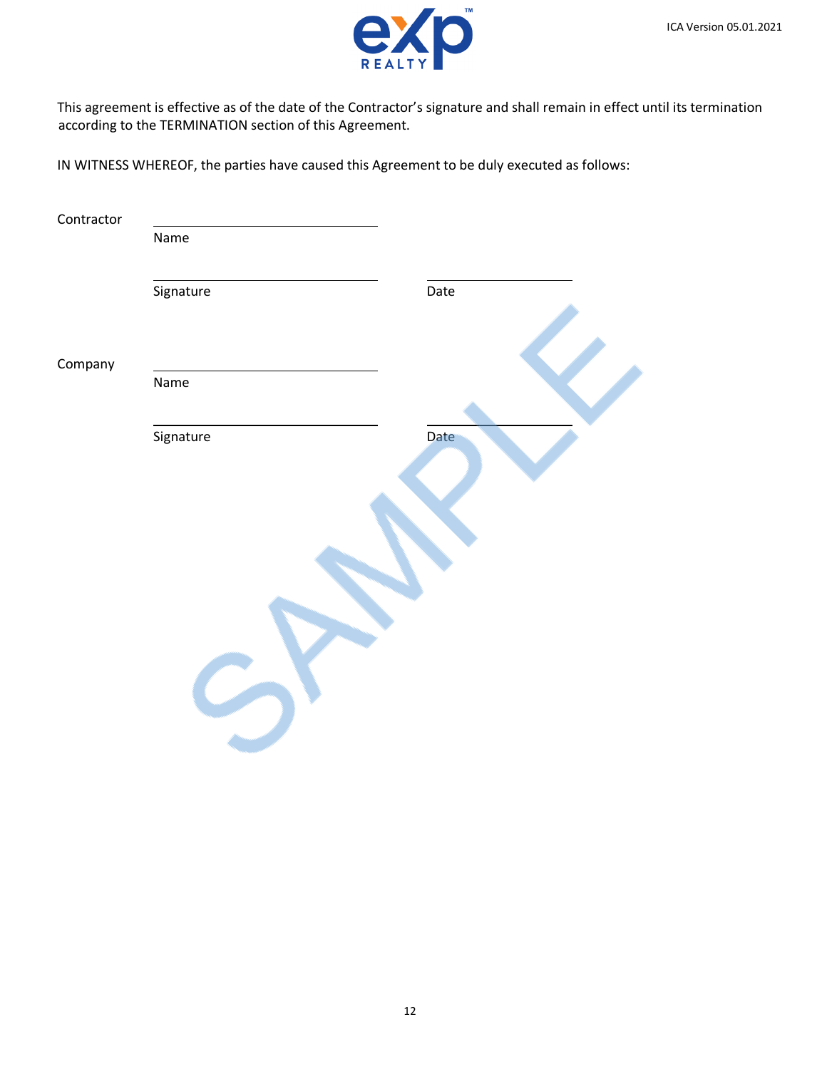This agreement is effective as of the date of the Contractor's signature and shall remain in effect until its termination according to the TERMINATION section of this Agreement.

IN WITNESS WHEREOF, the parties have caused this Agreement to be duly executed as follows:

Contractor

\_\_\_\_\_\_\_\_\_\_\_\_\_\_\_\_\_\_\_\_\_\_\_\_\_\_\_\_\_\_
Name

\_\_\_\_\_\_\_\_\_\_\_\_\_\_\_\_\_\_\_\_\_\_\_\_\_\_\_\_\_\_ \_\_\_\_\_\_\_\_\_\_\_\_\_\_\_\_\_\_\_\_
Signature Date

Company

\_\_\_\_\_\_\_\_\_\_\_\_\_\_\_\_\_\_\_\_\_\_\_\_\_\_\_\_\_\_
Name

\_\_\_\_\_\_\_\_\_\_\_\_\_\_\_\_\_\_\_\_\_\_\_\_\_\_\_\_\_\_ \_\_\_\_\_\_\_\_\_\_\_\_\_\_\_\_\_\_\_\_
Signature Date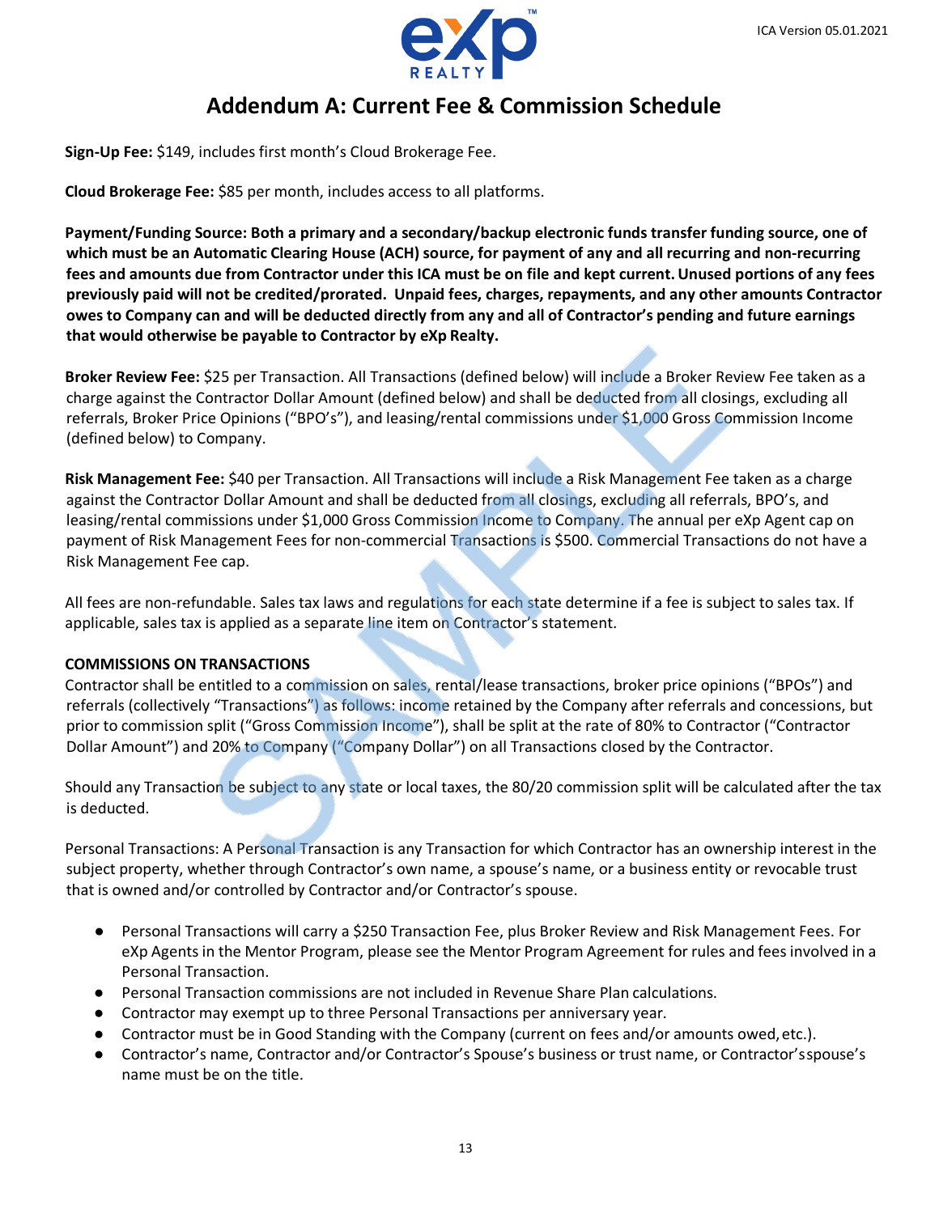# Addendum A: Current Fee & Commission Schedule

**Sign-Up Fee:** $149, includes first month's Cloud Brokerage Fee.

**Cloud Brokerage Fee:** $85 per month, includes access to all platforms.

**Payment/Funding Source: Both a primary and a secondary/backup electronic funds transfer funding source, one of which must be an Automatic Clearing House (ACH) source, for payment of any and all recurring and non-recurring fees and amounts due from Contractor under this ICA must be on file and kept current. Unused portions of any fees previously paid will not be credited/prorated. Unpaid fees, charges, repayments, and any other amounts Contractor owes to Company can and will be deducted directly from any and all of Contractor's pending and future earnings that would otherwise be payable to Contractor by eXp Realty.**

**Broker Review Fee:** $25 per Transaction. All Transactions (defined below) will include a Broker Review Fee taken as a charge against the Contractor Dollar Amount (defined below) and shall be deducted from all closings, excluding all referrals, Broker Price Opinions ("BPO's"), and leasing/rental commissions under $1,000 Gross Commission Income (defined below) to Company.

**Risk Management Fee:** $40 per Transaction. All Transactions will include a Risk Management Fee taken as a charge against the Contractor Dollar Amount and shall be deducted from all closings, excluding all referrals, BPO's, and leasing/rental commissions under $1,000 Gross Commission Income to Company. The annual per eXp Agent cap on payment of Risk Management Fees for non-commercial Transactions is $500. Commercial Transactions do not have a Risk Management Fee cap.

All fees are non-refundable. Sales tax laws and regulations for each state determine if a fee is subject to sales tax. If applicable, sales tax is applied as a separate line item on Contractor's statement.

**COMMISSIONS ON TRANSACTIONS**

Contractor shall be entitled to a commission on sales, rental/lease transactions, broker price opinions ("BPOs") and referrals (collectively "Transactions") as follows: income retained by the Company after referrals and concessions, but prior to commission split ("Gross Commission Income"), shall be split at the rate of 80% to Contractor ("Contractor Dollar Amount") and 20% to Company ("Company Dollar") on all Transactions closed by the Contractor.

Should any Transaction be subject to any state or local taxes, the 80/20 commission split will be calculated after the tax is deducted.

Personal Transactions: A Personal Transaction is any Transaction for which Contractor has an ownership interest in the subject property, whether through Contractor's own name, a spouse's name, or a business entity or revocable trust that is owned and/or controlled by Contractor and/or Contractor's spouse.

- Personal Transactions will carry a $250 Transaction Fee, plus Broker Review and Risk Management Fees. For eXp Agents in the Mentor Program, please see the Mentor Program Agreement for rules and fees involved in a Personal Transaction.
- Personal Transaction commissions are not included in Revenue Share Plan calculations.
- Contractor may exempt up to three Personal Transactions per anniversary year.
- Contractor must be in Good Standing with the Company (current on fees and/or amounts owed, etc.).
- Contractor's name, Contractor and/or Contractor's Spouse's business or trust name, or Contractor's spouse's name must be on the title.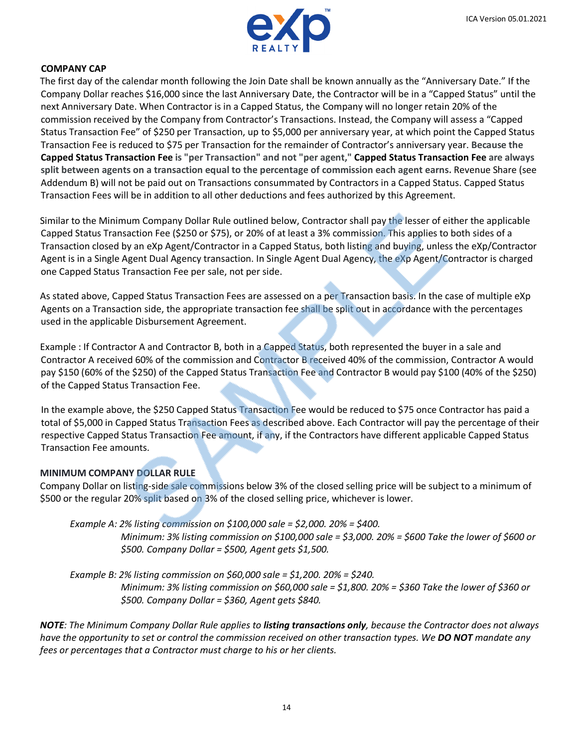## COMPANY CAP

The first day of the calendar month following the Join Date shall be known annually as the "Anniversary Date." If the Company Dollar reaches $16,000 since the last Anniversary Date, the Contractor will be in a "Capped Status" until the next Anniversary Date. When Contractor is in a Capped Status, the Company will no longer retain 20% of the commission received by the Company from Contractor's Transactions. Instead, the Company will assess a "Capped Status Transaction Fee" of $250 per Transaction, up to $5,000 per anniversary year, at which point the Capped Status Transaction Fee is reduced to $75 per Transaction for the remainder of Contractor's anniversary year. **Because the Capped Status Transaction Fee is "per Transaction" and not "per agent," Capped Status Transaction Fee are always split between agents on a transaction equal to the percentage of commission each agent earns.** Revenue Share (see Addendum B) will not be paid out on Transactions consummated by Contractors in a Capped Status. Capped Status Transaction Fees will be in addition to all other deductions and fees authorized by this Agreement.

Similar to the Minimum Company Dollar Rule outlined below, Contractor shall pay the lesser of either the applicable Capped Status Transaction Fee ($250 or $75), or 20% of at least a 3% commission. This applies to both sides of a Transaction closed by an eXp Agent/Contractor in a Capped Status, both listing and buying, unless the eXp/Contractor Agent is in a Single Agent Dual Agency transaction. In Single Agent Dual Agency, the eXp Agent/Contractor is charged one Capped Status Transaction Fee per sale, not per side.

As stated above, Capped Status Transaction Fees are assessed on a per Transaction basis. In the case of multiple eXp Agents on a Transaction side, the appropriate transaction fee shall be split out in accordance with the percentages used in the applicable Disbursement Agreement.

Example : If Contractor A and Contractor B, both in a Capped Status, both represented the buyer in a sale and Contractor A received 60% of the commission and Contractor B received 40% of the commission, Contractor A would pay $150 (60% of the $250) of the Capped Status Transaction Fee and Contractor B would pay $100 (40% of the $250) of the Capped Status Transaction Fee.

In the example above, the $250 Capped Status Transaction Fee would be reduced to $75 once Contractor has paid a total of $5,000 in Capped Status Transaction Fees as described above. Each Contractor will pay the percentage of their respective Capped Status Transaction Fee amount, if any, if the Contractors have different applicable Capped Status Transaction Fee amounts.

## MINIMUM COMPANY DOLLAR RULE

Company Dollar on listing-side sale commissions below 3% of the closed selling price will be subject to a minimum of $500 or the regular 20% split based on 3% of the closed selling price, whichever is lower.

*Example A: 2% listing commission on $100,000 sale = $2,000. 20% = $400.*
*Minimum: 3% listing commission on $100,000 sale = $3,000. 20% = $600 Take the lower of $600 or $500. Company Dollar = $500, Agent gets $1,500.*

*Example B: 2% listing commission on $60,000 sale = $1,200. 20% = $240.*
*Minimum: 3% listing commission on $60,000 sale = $1,800. 20% = $360 Take the lower of $360 or $500. Company Dollar = $360, Agent gets $840.*

***NOTE**: The Minimum Company Dollar Rule applies to **listing transactions only**, because the Contractor does not always have the opportunity to set or control the commission received on other transaction types. We **DO NOT** mandate any fees or percentages that a Contractor must charge to his or her clients.*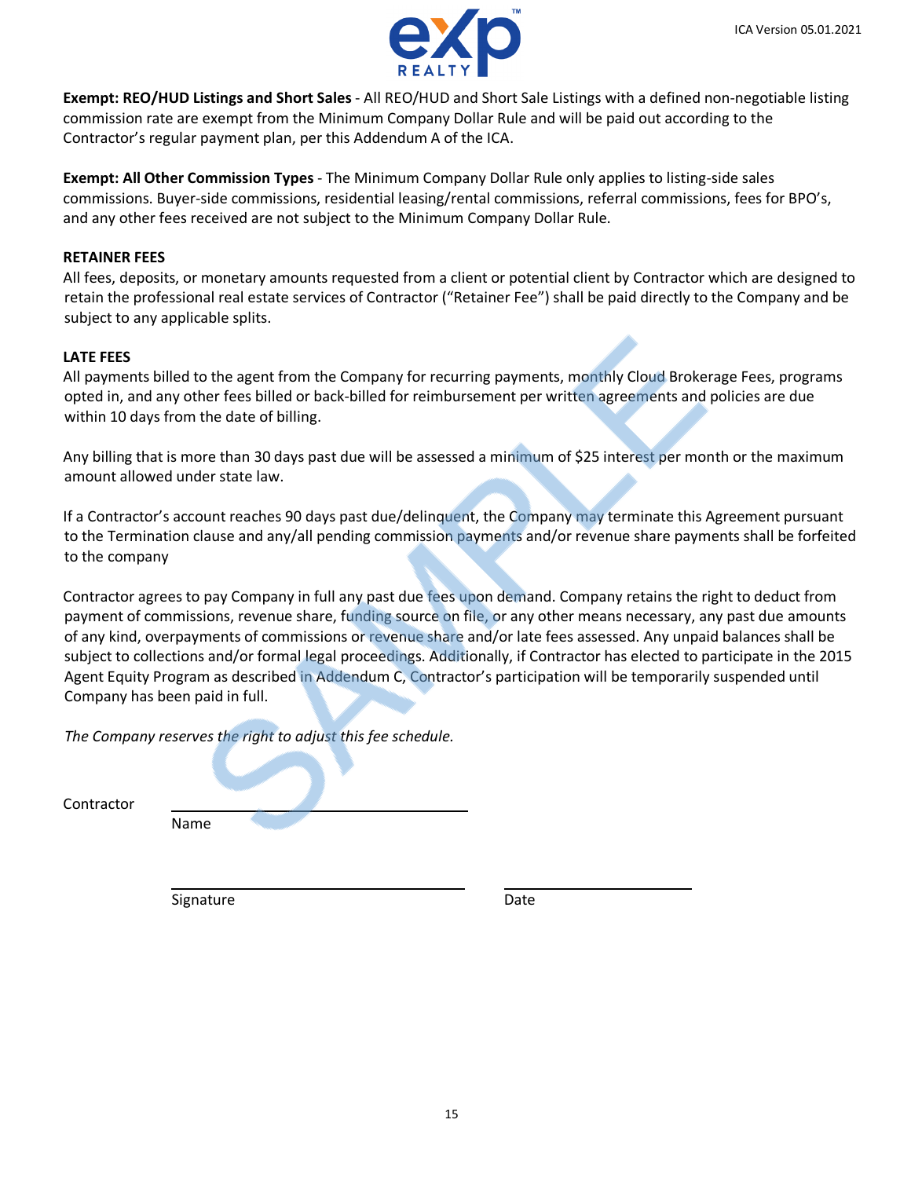**Exempt: REO/HUD Listings and Short Sales** - All REO/HUD and Short Sale Listings with a defined non-negotiable listing commission rate are exempt from the Minimum Company Dollar Rule and will be paid out according to the Contractor's regular payment plan, per this Addendum A of the ICA.

**Exempt: All Other Commission Types** - The Minimum Company Dollar Rule only applies to listing-side sales commissions. Buyer-side commissions, residential leasing/rental commissions, referral commissions, fees for BPO's, and any other fees received are not subject to the Minimum Company Dollar Rule.

**RETAINER FEES**

All fees, deposits, or monetary amounts requested from a client or potential client by Contractor which are designed to retain the professional real estate services of Contractor ("Retainer Fee") shall be paid directly to the Company and be subject to any applicable splits.

**LATE FEES**

All payments billed to the agent from the Company for recurring payments, monthly Cloud Brokerage Fees, programs opted in, and any other fees billed or back-billed for reimbursement per written agreements and policies are due within 10 days from the date of billing.

Any billing that is more than 30 days past due will be assessed a minimum of $25 interest per month or the maximum amount allowed under state law.

If a Contractor's account reaches 90 days past due/delinquent, the Company may terminate this Agreement pursuant to the Termination clause and any/all pending commission payments and/or revenue share payments shall be forfeited to the company

Contractor agrees to pay Company in full any past due fees upon demand. Company retains the right to deduct from payment of commissions, revenue share, funding source on file, or any other means necessary, any past due amounts of any kind, overpayments of commissions or revenue share and/or late fees assessed. Any unpaid balances shall be subject to collections and/or formal legal proceedings. Additionally, if Contractor has elected to participate in the 2015 Agent Equity Program as described in Addendum C, Contractor's participation will be temporarily suspended until Company has been paid in full.

*The Company reserves the right to adjust this fee schedule.*

Contractor ______________________________
Name

______________________________ ____________________
Signature Date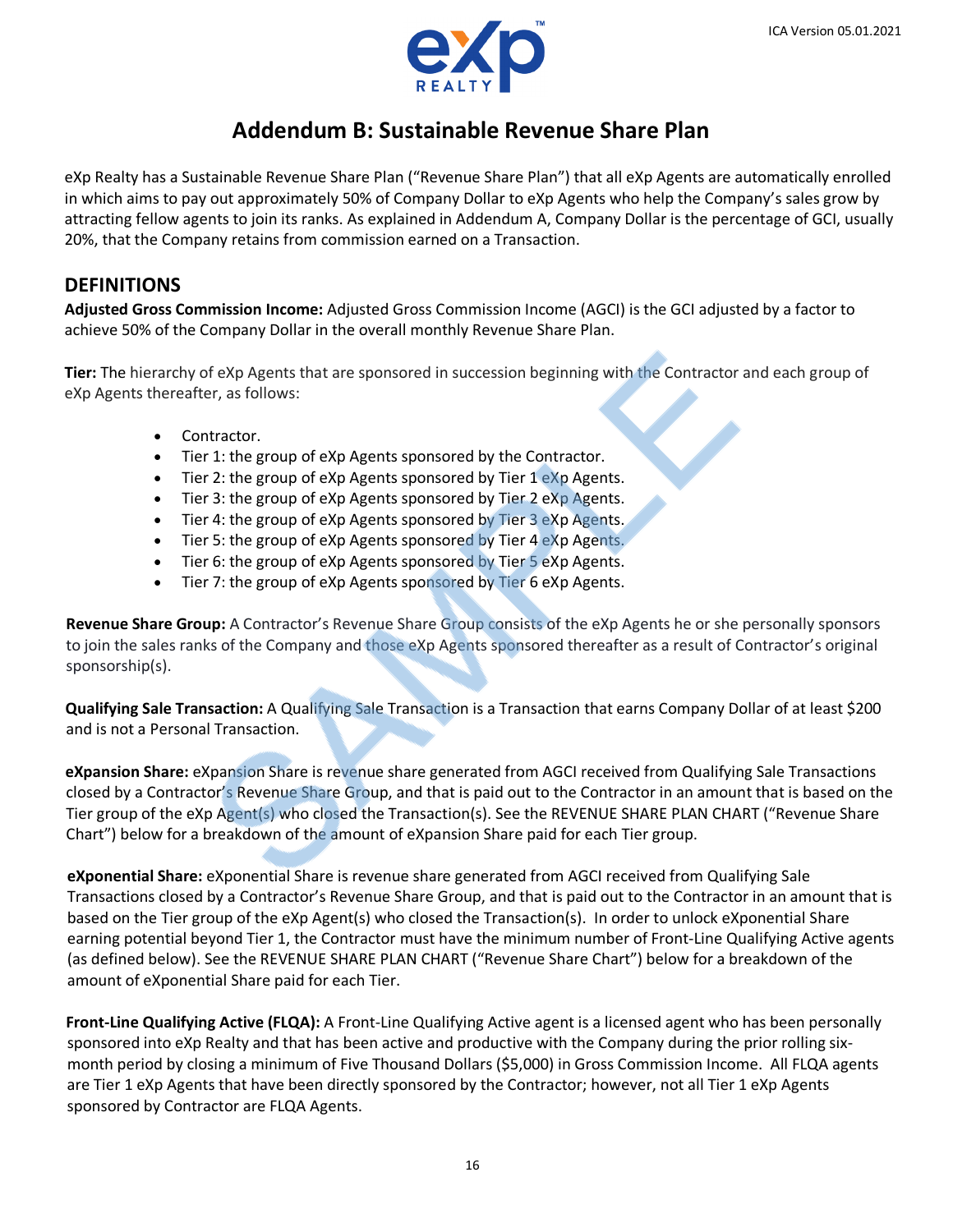# Addendum B: Sustainable Revenue Share Plan

eXp Realty has a Sustainable Revenue Share Plan ("Revenue Share Plan") that all eXp Agents are automatically enrolled in which aims to pay out approximately 50% of Company Dollar to eXp Agents who help the Company's sales grow by attracting fellow agents to join its ranks. As explained in Addendum A, Company Dollar is the percentage of GCI, usually 20%, that the Company retains from commission earned on a Transaction.

## DEFINITIONS

**Adjusted Gross Commission Income:** Adjusted Gross Commission Income (AGCI) is the GCI adjusted by a factor to achieve 50% of the Company Dollar in the overall monthly Revenue Share Plan.

**Tier:** The hierarchy of eXp Agents that are sponsored in succession beginning with the Contractor and each group of eXp Agents thereafter, as follows:

- Contractor.
- Tier 1: the group of eXp Agents sponsored by the Contractor.
- Tier 2: the group of eXp Agents sponsored by Tier 1 eXp Agents.
- Tier 3: the group of eXp Agents sponsored by Tier 2 eXp Agents.
- Tier 4: the group of eXp Agents sponsored by Tier 3 eXp Agents.
- Tier 5: the group of eXp Agents sponsored by Tier 4 eXp Agents.
- Tier 6: the group of eXp Agents sponsored by Tier 5 eXp Agents.
- Tier 7: the group of eXp Agents sponsored by Tier 6 eXp Agents.

**Revenue Share Group:** A Contractor's Revenue Share Group consists of the eXp Agents he or she personally sponsors to join the sales ranks of the Company and those eXp Agents sponsored thereafter as a result of Contractor's original sponsorship(s).

**Qualifying Sale Transaction:** A Qualifying Sale Transaction is a Transaction that earns Company Dollar of at least $200 and is not a Personal Transaction.

**eXpansion Share:** eXpansion Share is revenue share generated from AGCI received from Qualifying Sale Transactions closed by a Contractor's Revenue Share Group, and that is paid out to the Contractor in an amount that is based on the Tier group of the eXp Agent(s) who closed the Transaction(s). See the REVENUE SHARE PLAN CHART ("Revenue Share Chart") below for a breakdown of the amount of eXpansion Share paid for each Tier group.

**eXponential Share:** eXponential Share is revenue share generated from AGCI received from Qualifying Sale Transactions closed by a Contractor's Revenue Share Group, and that is paid out to the Contractor in an amount that is based on the Tier group of the eXp Agent(s) who closed the Transaction(s). In order to unlock eXponential Share earning potential beyond Tier 1, the Contractor must have the minimum number of Front-Line Qualifying Active agents (as defined below). See the REVENUE SHARE PLAN CHART ("Revenue Share Chart") below for a breakdown of the amount of eXponential Share paid for each Tier.

**Front-Line Qualifying Active (FLQA):** A Front-Line Qualifying Active agent is a licensed agent who has been personally sponsored into eXp Realty and that has been active and productive with the Company during the prior rolling six-month period by closing a minimum of Five Thousand Dollars ($5,000) in Gross Commission Income. All FLQA agents are Tier 1 eXp Agents that have been directly sponsored by the Contractor; however, not all Tier 1 eXp Agents sponsored by Contractor are FLQA Agents.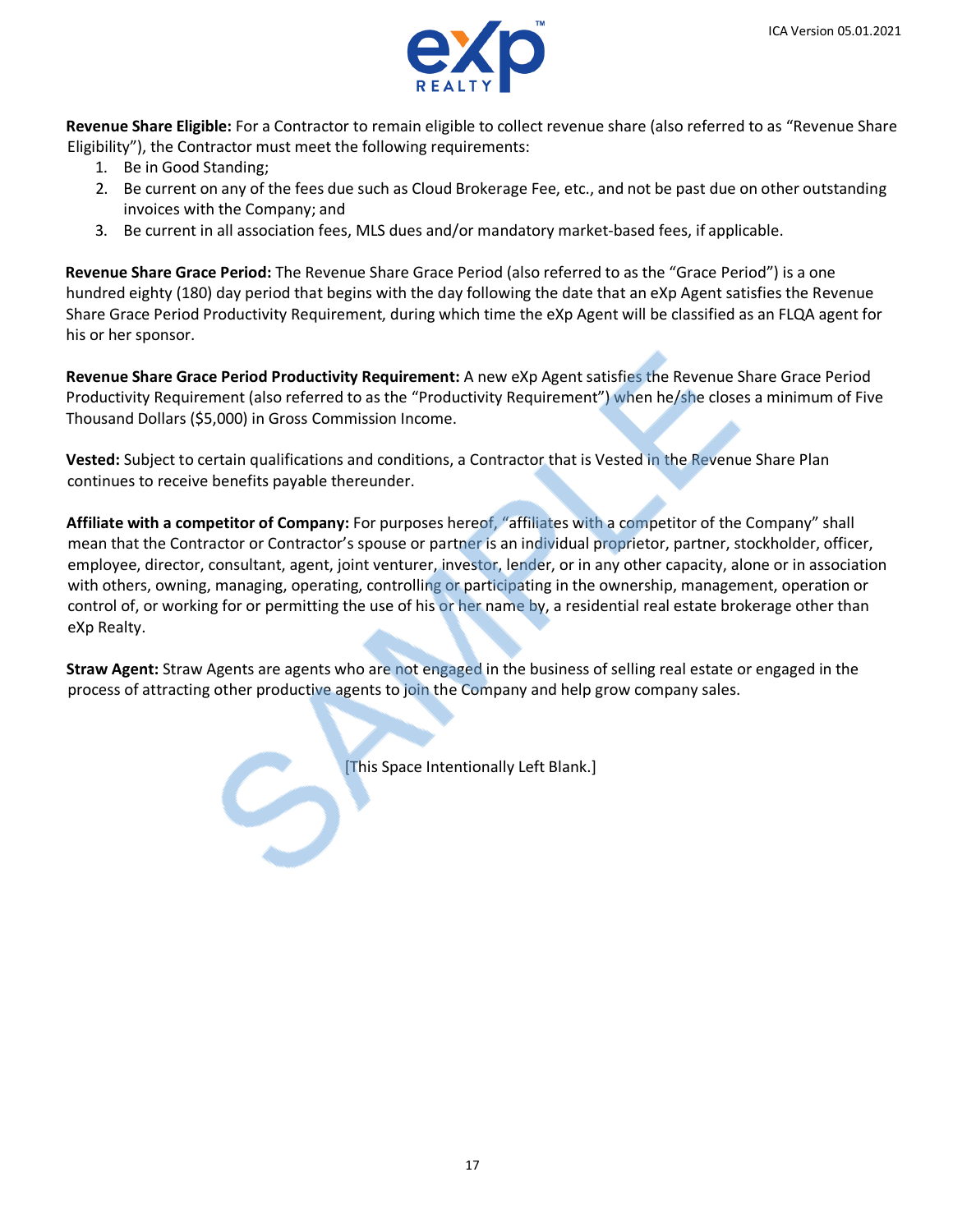**Revenue Share Eligible:** For a Contractor to remain eligible to collect revenue share (also referred to as "Revenue Share Eligibility"), the Contractor must meet the following requirements:

1. Be in Good Standing;
2. Be current on any of the fees due such as Cloud Brokerage Fee, etc., and not be past due on other outstanding invoices with the Company; and
3. Be current in all association fees, MLS dues and/or mandatory market-based fees, if applicable.

**Revenue Share Grace Period:** The Revenue Share Grace Period (also referred to as the "Grace Period") is a one hundred eighty (180) day period that begins with the day following the date that an eXp Agent satisfies the Revenue Share Grace Period Productivity Requirement, during which time the eXp Agent will be classified as an FLQA agent for his or her sponsor.

**Revenue Share Grace Period Productivity Requirement:** A new eXp Agent satisfies the Revenue Share Grace Period Productivity Requirement (also referred to as the "Productivity Requirement") when he/she closes a minimum of Five Thousand Dollars ($5,000) in Gross Commission Income.

**Vested:** Subject to certain qualifications and conditions, a Contractor that is Vested in the Revenue Share Plan continues to receive benefits payable thereunder.

**Affiliate with a competitor of Company:** For purposes hereof, "affiliates with a competitor of the Company" shall mean that the Contractor or Contractor's spouse or partner is an individual proprietor, partner, stockholder, officer, employee, director, consultant, agent, joint venturer, investor, lender, or in any other capacity, alone or in association with others, owning, managing, operating, controlling or participating in the ownership, management, operation or control of, or working for or permitting the use of his or her name by, a residential real estate brokerage other than eXp Realty.

**Straw Agent:** Straw Agents are agents who are not engaged in the business of selling real estate or engaged in the process of attracting other productive agents to join the Company and help grow company sales.

[This Space Intentionally Left Blank.]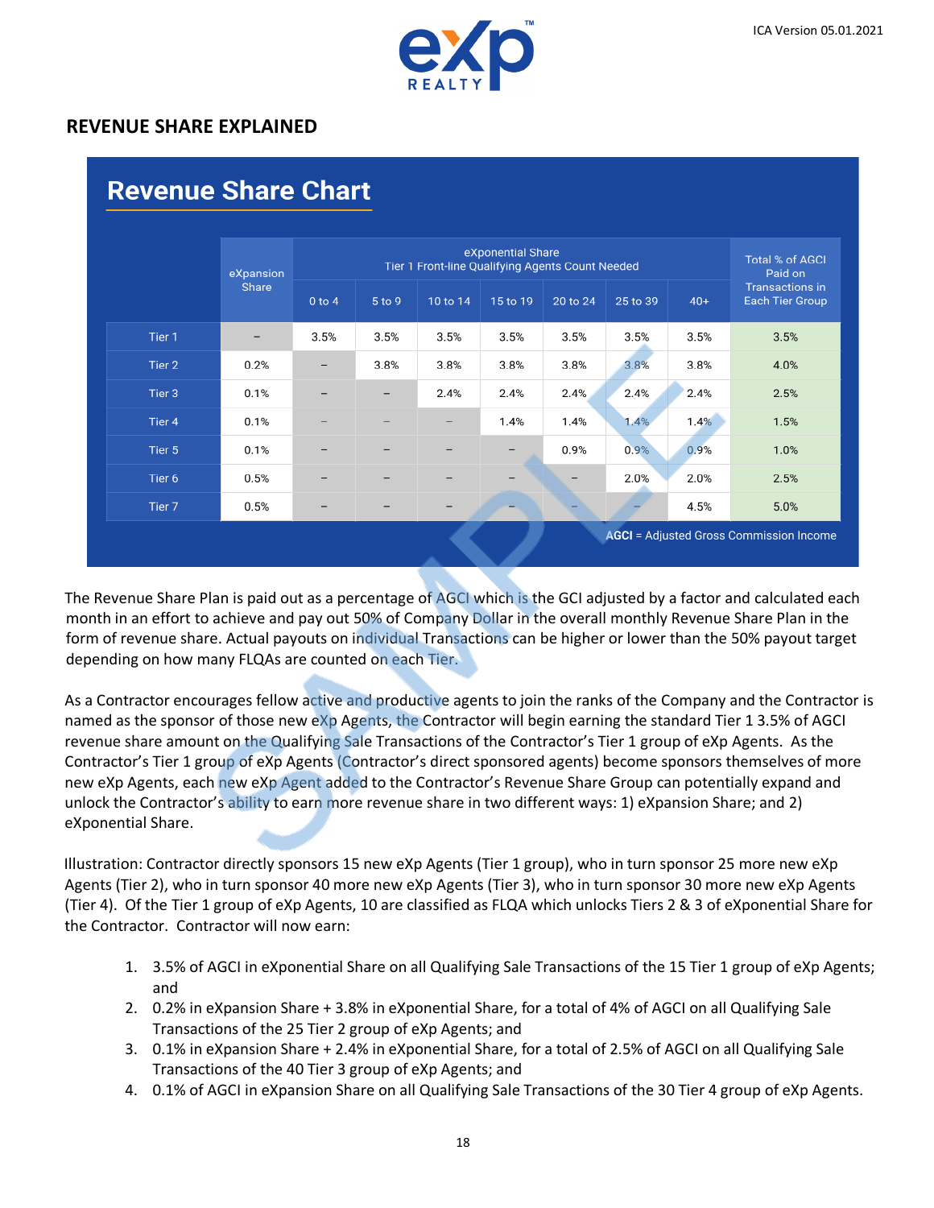## REVENUE SHARE EXPLAINED

### Revenue Share Chart

| | eXpansion Share | eXponential Share Tier 1 Front-line Qualifying Agents Count Needed | | | | | | | Total % of AGCI Paid on Transactions in Each Tier Group |
|---|---|---|---|---|---|---|---|---|---|
| | | 0 to 4 | 5 to 9 | 10 to 14 | 15 to 19 | 20 to 24 | 25 to 39 | 40+ | |
| Tier 1 | – | 3.5% | 3.5% | 3.5% | 3.5% | 3.5% | 3.5% | 3.5% | 3.5% |
| Tier 2 | 0.2% | – | 3.8% | 3.8% | 3.8% | 3.8% | 3.8% | 3.8% | 4.0% |
| Tier 3 | 0.1% | – | – | 2.4% | 2.4% | 2.4% | 2.4% | 2.4% | 2.5% |
| Tier 4 | 0.1% | – | – | – | 1.4% | 1.4% | 1.4% | 1.4% | 1.5% |
| Tier 5 | 0.1% | – | – | – | – | 0.9% | 0.9% | 0.9% | 1.0% |
| Tier 6 | 0.5% | – | – | – | – | – | 2.0% | 2.0% | 2.5% |
| Tier 7 | 0.5% | – | – | – | – | – | – | 4.5% | 5.0% |

**AGCI** = Adjusted Gross Commission Income

The Revenue Share Plan is paid out as a percentage of AGCI which is the GCI adjusted by a factor and calculated each month in an effort to achieve and pay out 50% of Company Dollar in the overall monthly Revenue Share Plan in the form of revenue share. Actual payouts on individual Transactions can be higher or lower than the 50% payout target depending on how many FLQAs are counted on each Tier.

As a Contractor encourages fellow active and productive agents to join the ranks of the Company and the Contractor is named as the sponsor of those new eXp Agents, the Contractor will begin earning the standard Tier 1 3.5% of AGCI revenue share amount on the Qualifying Sale Transactions of the Contractor's Tier 1 group of eXp Agents. As the Contractor's Tier 1 group of eXp Agents (Contractor's direct sponsored agents) become sponsors themselves of more new eXp Agents, each new eXp Agent added to the Contractor's Revenue Share Group can potentially expand and unlock the Contractor's ability to earn more revenue share in two different ways: 1) eXpansion Share; and 2) eXponential Share.

Illustration: Contractor directly sponsors 15 new eXp Agents (Tier 1 group), who in turn sponsor 25 more new eXp Agents (Tier 2), who in turn sponsor 40 more new eXp Agents (Tier 3), who in turn sponsor 30 more new eXp Agents (Tier 4). Of the Tier 1 group of eXp Agents, 10 are classified as FLQA which unlocks Tiers 2 & 3 of eXponential Share for the Contractor. Contractor will now earn:

1. 3.5% of AGCI in eXponential Share on all Qualifying Sale Transactions of the 15 Tier 1 group of eXp Agents; and
2. 0.2% in eXpansion Share + 3.8% in eXponential Share, for a total of 4% of AGCI on all Qualifying Sale Transactions of the 25 Tier 2 group of eXp Agents; and
3. 0.1% in eXpansion Share + 2.4% in eXponential Share, for a total of 2.5% of AGCI on all Qualifying Sale Transactions of the 40 Tier 3 group of eXp Agents; and
4. 0.1% of AGCI in eXpansion Share on all Qualifying Sale Transactions of the 30 Tier 4 group of eXp Agents.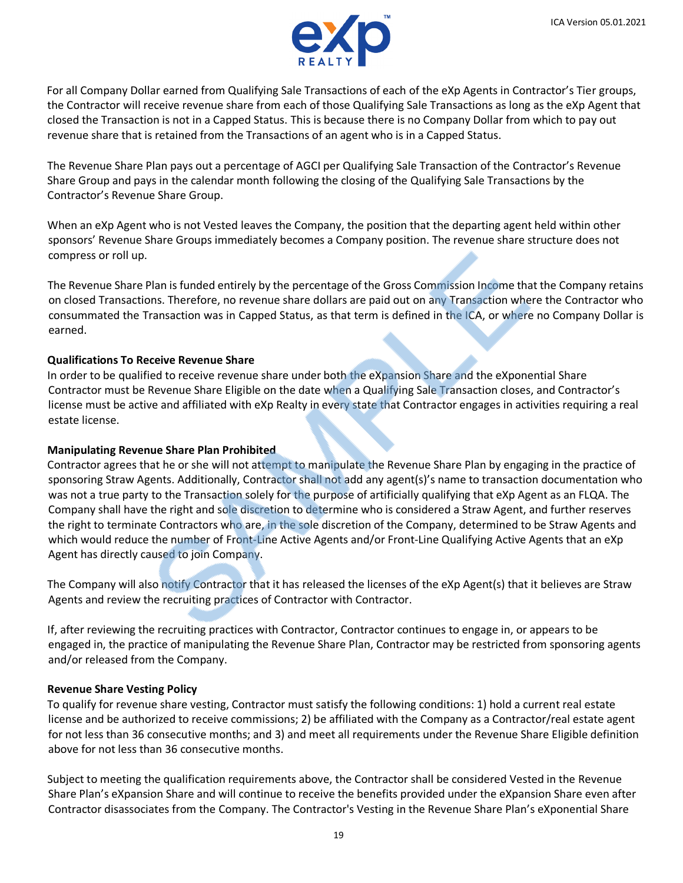For all Company Dollar earned from Qualifying Sale Transactions of each of the eXp Agents in Contractor's Tier groups, the Contractor will receive revenue share from each of those Qualifying Sale Transactions as long as the eXp Agent that closed the Transaction is not in a Capped Status. This is because there is no Company Dollar from which to pay out revenue share that is retained from the Transactions of an agent who is in a Capped Status.

The Revenue Share Plan pays out a percentage of AGCI per Qualifying Sale Transaction of the Contractor's Revenue Share Group and pays in the calendar month following the closing of the Qualifying Sale Transactions by the Contractor's Revenue Share Group.

When an eXp Agent who is not Vested leaves the Company, the position that the departing agent held within other sponsors' Revenue Share Groups immediately becomes a Company position. The revenue share structure does not compress or roll up.

The Revenue Share Plan is funded entirely by the percentage of the Gross Commission Income that the Company retains on closed Transactions. Therefore, no revenue share dollars are paid out on any Transaction where the Contractor who consummated the Transaction was in Capped Status, as that term is defined in the ICA, or where no Company Dollar is earned.

**Qualifications To Receive Revenue Share**

In order to be qualified to receive revenue share under both the eXpansion Share and the eXponential Share Contractor must be Revenue Share Eligible on the date when a Qualifying Sale Transaction closes, and Contractor's license must be active and affiliated with eXp Realty in every state that Contractor engages in activities requiring a real estate license.

**Manipulating Revenue Share Plan Prohibited**

Contractor agrees that he or she will not attempt to manipulate the Revenue Share Plan by engaging in the practice of sponsoring Straw Agents. Additionally, Contractor shall not add any agent(s)'s name to transaction documentation who was not a true party to the Transaction solely for the purpose of artificially qualifying that eXp Agent as an FLQA. The Company shall have the right and sole discretion to determine who is considered a Straw Agent, and further reserves the right to terminate Contractors who are, in the sole discretion of the Company, determined to be Straw Agents and which would reduce the number of Front-Line Active Agents and/or Front-Line Qualifying Active Agents that an eXp Agent has directly caused to join Company.

The Company will also notify Contractor that it has released the licenses of the eXp Agent(s) that it believes are Straw Agents and review the recruiting practices of Contractor with Contractor.

If, after reviewing the recruiting practices with Contractor, Contractor continues to engage in, or appears to be engaged in, the practice of manipulating the Revenue Share Plan, Contractor may be restricted from sponsoring agents and/or released from the Company.

**Revenue Share Vesting Policy**

To qualify for revenue share vesting, Contractor must satisfy the following conditions: 1) hold a current real estate license and be authorized to receive commissions; 2) be affiliated with the Company as a Contractor/real estate agent for not less than 36 consecutive months; and 3) and meet all requirements under the Revenue Share Eligible definition above for not less than 36 consecutive months.

Subject to meeting the qualification requirements above, the Contractor shall be considered Vested in the Revenue Share Plan's eXpansion Share and will continue to receive the benefits provided under the eXpansion Share even after Contractor disassociates from the Company. The Contractor's Vesting in the Revenue Share Plan's eXponential Share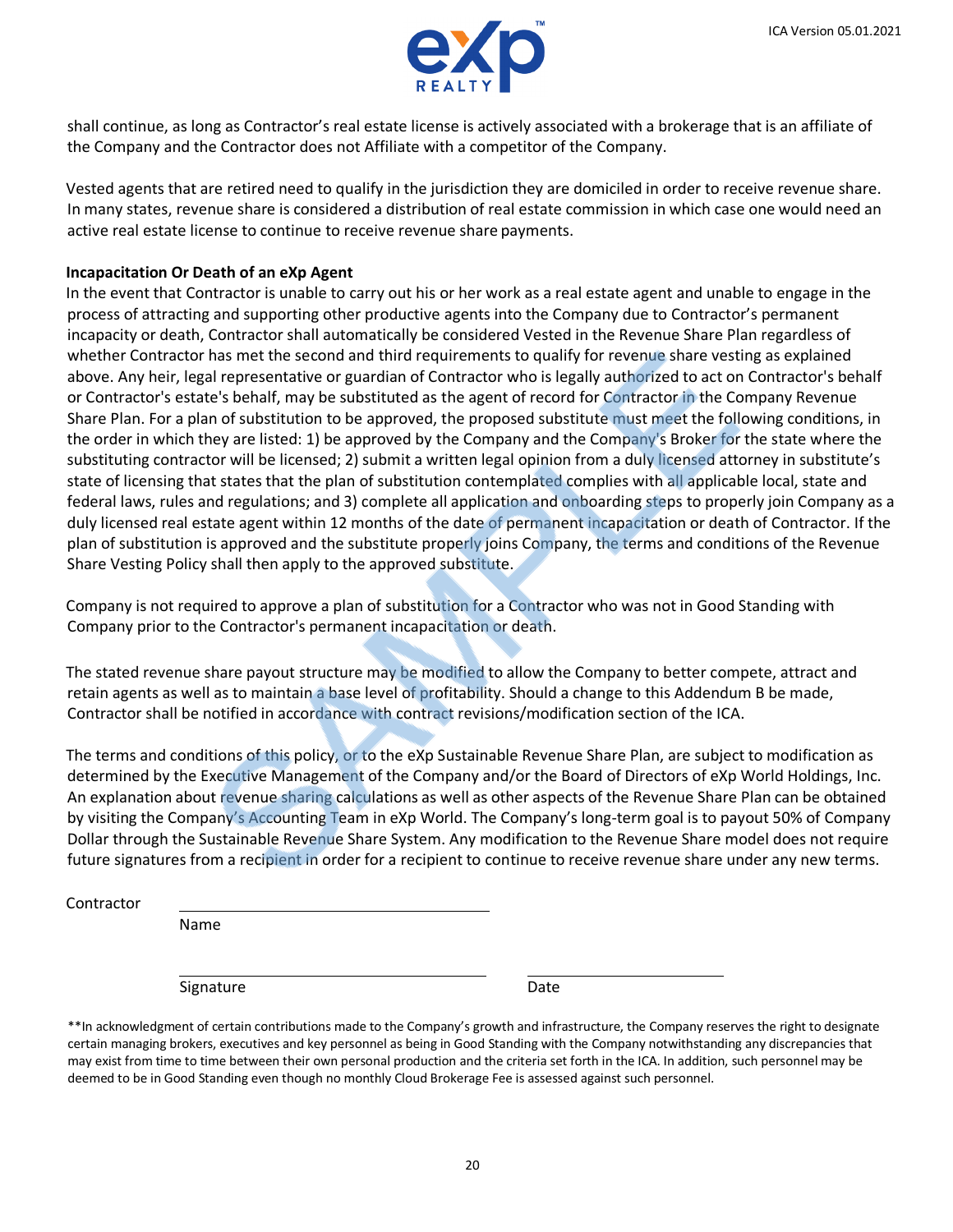shall continue, as long as Contractor's real estate license is actively associated with a brokerage that is an affiliate of the Company and the Contractor does not Affiliate with a competitor of the Company.

Vested agents that are retired need to qualify in the jurisdiction they are domiciled in order to receive revenue share. In many states, revenue share is considered a distribution of real estate commission in which case one would need an active real estate license to continue to receive revenue share payments.

**Incapacitation Or Death of an eXp Agent**

In the event that Contractor is unable to carry out his or her work as a real estate agent and unable to engage in the process of attracting and supporting other productive agents into the Company due to Contractor's permanent incapacity or death, Contractor shall automatically be considered Vested in the Revenue Share Plan regardless of whether Contractor has met the second and third requirements to qualify for revenue share vesting as explained above. Any heir, legal representative or guardian of Contractor who is legally authorized to act on Contractor's behalf or Contractor's estate's behalf, may be substituted as the agent of record for Contractor in the Company Revenue Share Plan. For a plan of substitution to be approved, the proposed substitute must meet the following conditions, in the order in which they are listed: 1) be approved by the Company and the Company's Broker for the state where the substituting contractor will be licensed; 2) submit a written legal opinion from a duly licensed attorney in substitute's state of licensing that states that the plan of substitution contemplated complies with all applicable local, state and federal laws, rules and regulations; and 3) complete all application and onboarding steps to properly join Company as a duly licensed real estate agent within 12 months of the date of permanent incapacitation or death of Contractor. If the plan of substitution is approved and the substitute properly joins Company, the terms and conditions of the Revenue Share Vesting Policy shall then apply to the approved substitute.

Company is not required to approve a plan of substitution for a Contractor who was not in Good Standing with Company prior to the Contractor's permanent incapacitation or death.

The stated revenue share payout structure may be modified to allow the Company to better compete, attract and retain agents as well as to maintain a base level of profitability. Should a change to this Addendum B be made, Contractor shall be notified in accordance with contract revisions/modification section of the ICA.

The terms and conditions of this policy, or to the eXp Sustainable Revenue Share Plan, are subject to modification as determined by the Executive Management of the Company and/or the Board of Directors of eXp World Holdings, Inc. An explanation about revenue sharing calculations as well as other aspects of the Revenue Share Plan can be obtained by visiting the Company's Accounting Team in eXp World. The Company's long-term goal is to payout 50% of Company Dollar through the Sustainable Revenue Share System. Any modification to the Revenue Share model does not require future signatures from a recipient in order for a recipient to continue to receive revenue share under any new terms.

Contractor ______________________________
Name

______________________________ ______________________
Signature Date

**In acknowledgment of certain contributions made to the Company's growth and infrastructure, the Company reserves the right to designate certain managing brokers, executives and key personnel as being in Good Standing with the Company notwithstanding any discrepancies that may exist from time to time between their own personal production and the criteria set forth in the ICA. In addition, such personnel may be deemed to be in Good Standing even though no monthly Cloud Brokerage Fee is assessed against such personnel.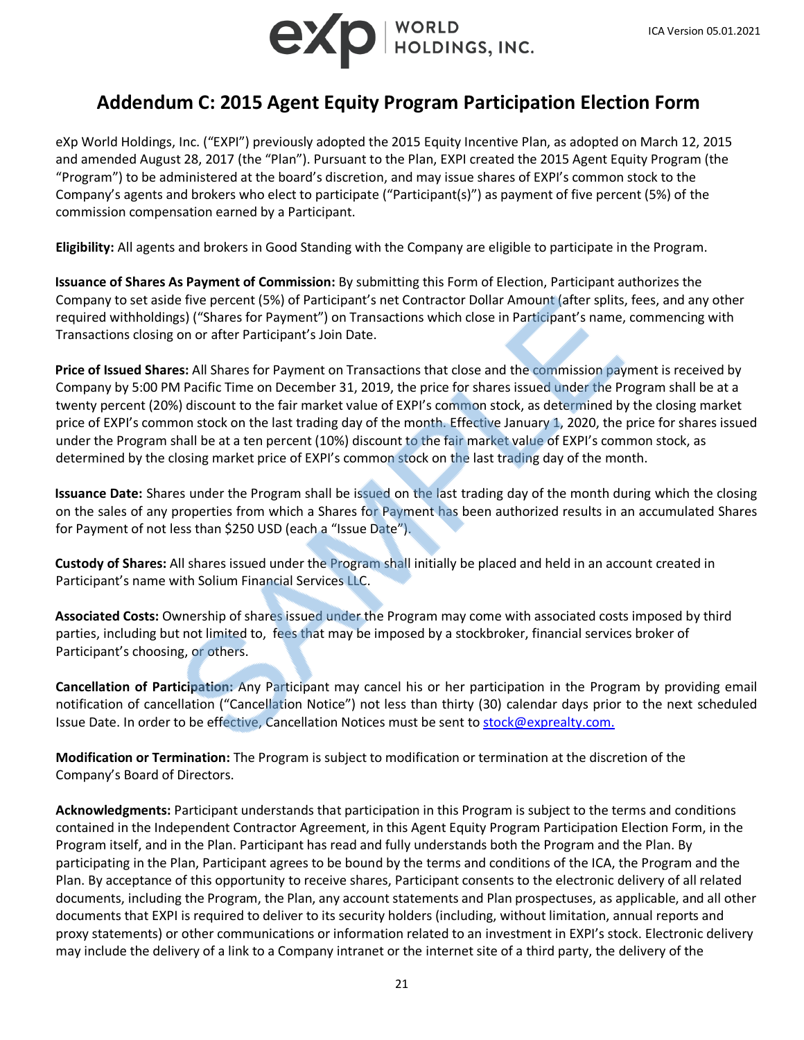# Addendum C: 2015 Agent Equity Program Participation Election Form

eXp World Holdings, Inc. ("EXPI") previously adopted the 2015 Equity Incentive Plan, as adopted on March 12, 2015 and amended August 28, 2017 (the "Plan"). Pursuant to the Plan, EXPI created the 2015 Agent Equity Program (the "Program") to be administered at the board's discretion, and may issue shares of EXPI's common stock to the Company's agents and brokers who elect to participate ("Participant(s)") as payment of five percent (5%) of the commission compensation earned by a Participant.

**Eligibility:** All agents and brokers in Good Standing with the Company are eligible to participate in the Program.

**Issuance of Shares As Payment of Commission:** By submitting this Form of Election, Participant authorizes the Company to set aside five percent (5%) of Participant's net Contractor Dollar Amount (after splits, fees, and any other required withholdings) ("Shares for Payment") on Transactions which close in Participant's name, commencing with Transactions closing on or after Participant's Join Date.

**Price of Issued Shares:** All Shares for Payment on Transactions that close and the commission payment is received by Company by 5:00 PM Pacific Time on December 31, 2019, the price for shares issued under the Program shall be at a twenty percent (20%) discount to the fair market value of EXPI's common stock, as determined by the closing market price of EXPI's common stock on the last trading day of the month. Effective January 1, 2020, the price for shares issued under the Program shall be at a ten percent (10%) discount to the fair market value of EXPI's common stock, as determined by the closing market price of EXPI's common stock on the last trading day of the month.

**Issuance Date:** Shares under the Program shall be issued on the last trading day of the month during which the closing on the sales of any properties from which a Shares for Payment has been authorized results in an accumulated Shares for Payment of not less than $250 USD (each a "Issue Date").

**Custody of Shares:** All shares issued under the Program shall initially be placed and held in an account created in Participant's name with Solium Financial Services LLC.

**Associated Costs:** Ownership of shares issued under the Program may come with associated costs imposed by third parties, including but not limited to, fees that may be imposed by a stockbroker, financial services broker of Participant's choosing, or others.

**Cancellation of Participation:** Any Participant may cancel his or her participation in the Program by providing email notification of cancellation ("Cancellation Notice") not less than thirty (30) calendar days prior to the next scheduled Issue Date. In order to be effective, Cancellation Notices must be sent to stock@exprealty.com.

**Modification or Termination:** The Program is subject to modification or termination at the discretion of the Company's Board of Directors.

**Acknowledgments:** Participant understands that participation in this Program is subject to the terms and conditions contained in the Independent Contractor Agreement, in this Agent Equity Program Participation Election Form, in the Program itself, and in the Plan. Participant has read and fully understands both the Program and the Plan. By participating in the Plan, Participant agrees to be bound by the terms and conditions of the ICA, the Program and the Plan. By acceptance of this opportunity to receive shares, Participant consents to the electronic delivery of all related documents, including the Program, the Plan, any account statements and Plan prospectuses, as applicable, and all other documents that EXPI is required to deliver to its security holders (including, without limitation, annual reports and proxy statements) or other communications or information related to an investment in EXPI's stock. Electronic delivery may include the delivery of a link to a Company intranet or the internet site of a third party, the delivery of the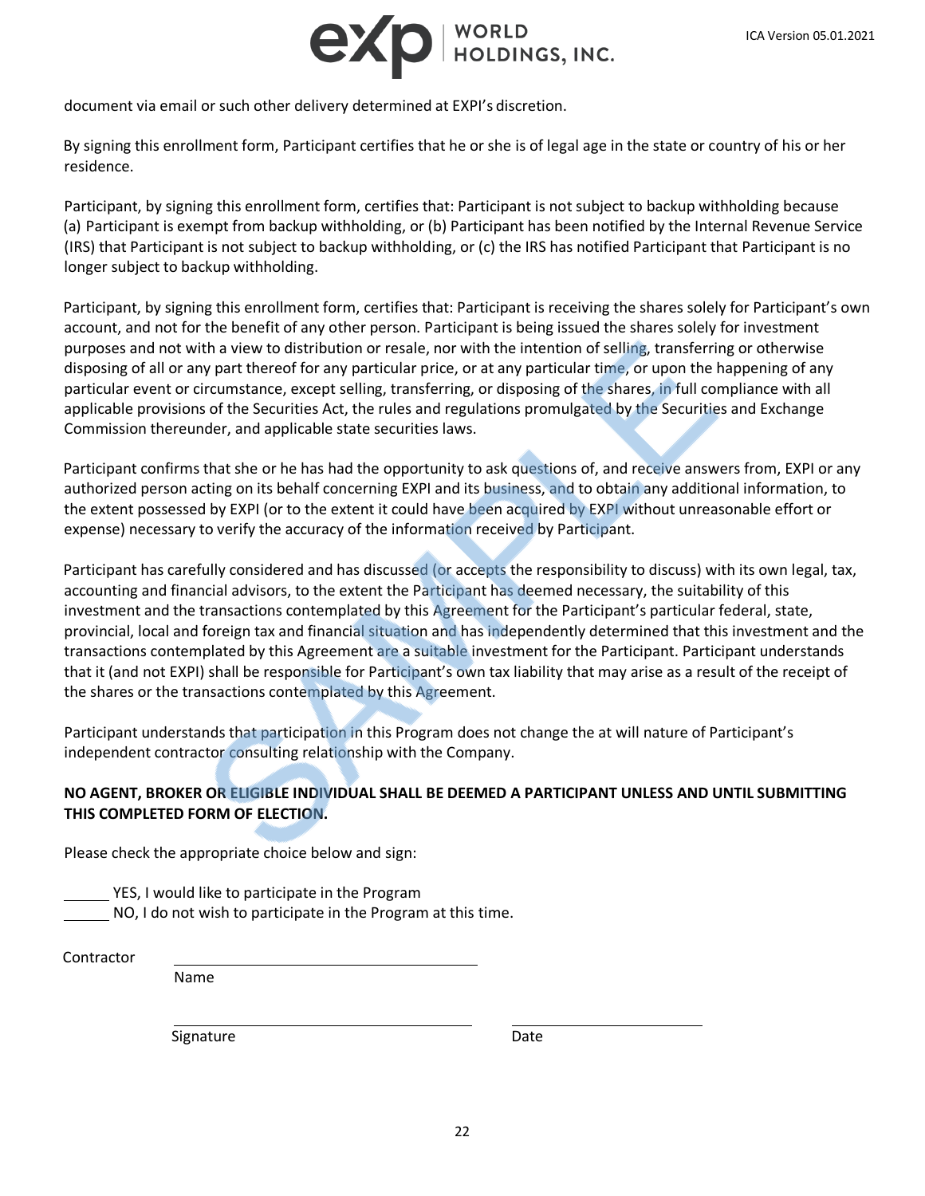document via email or such other delivery determined at EXPI's discretion.

By signing this enrollment form, Participant certifies that he or she is of legal age in the state or country of his or her residence.

Participant, by signing this enrollment form, certifies that: Participant is not subject to backup withholding because (a) Participant is exempt from backup withholding, or (b) Participant has been notified by the Internal Revenue Service (IRS) that Participant is not subject to backup withholding, or (c) the IRS has notified Participant that Participant is no longer subject to backup withholding.

Participant, by signing this enrollment form, certifies that: Participant is receiving the shares solely for Participant's own account, and not for the benefit of any other person. Participant is being issued the shares solely for investment purposes and not with a view to distribution or resale, nor with the intention of selling, transferring or otherwise disposing of all or any part thereof for any particular price, or at any particular time, or upon the happening of any particular event or circumstance, except selling, transferring, or disposing of the shares, in full compliance with all applicable provisions of the Securities Act, the rules and regulations promulgated by the Securities and Exchange Commission thereunder, and applicable state securities laws.

Participant confirms that she or he has had the opportunity to ask questions of, and receive answers from, EXPI or any authorized person acting on its behalf concerning EXPI and its business, and to obtain any additional information, to the extent possessed by EXPI (or to the extent it could have been acquired by EXPI without unreasonable effort or expense) necessary to verify the accuracy of the information received by Participant.

Participant has carefully considered and has discussed (or accepts the responsibility to discuss) with its own legal, tax, accounting and financial advisors, to the extent the Participant has deemed necessary, the suitability of this investment and the transactions contemplated by this Agreement for the Participant's particular federal, state, provincial, local and foreign tax and financial situation and has independently determined that this investment and the transactions contemplated by this Agreement are a suitable investment for the Participant. Participant understands that it (and not EXPI) shall be responsible for Participant's own tax liability that may arise as a result of the receipt of the shares or the transactions contemplated by this Agreement.

Participant understands that participation in this Program does not change the at will nature of Participant's independent contractor consulting relationship with the Company.

**NO AGENT, BROKER OR ELIGIBLE INDIVIDUAL SHALL BE DEEMED A PARTICIPANT UNLESS AND UNTIL SUBMITTING THIS COMPLETED FORM OF ELECTION.**

Please check the appropriate choice below and sign:

______ YES, I would like to participate in the Program
______ NO, I do not wish to participate in the Program at this time.

Contractor ______________________________
Name

______________________________ ______________________
Signature Date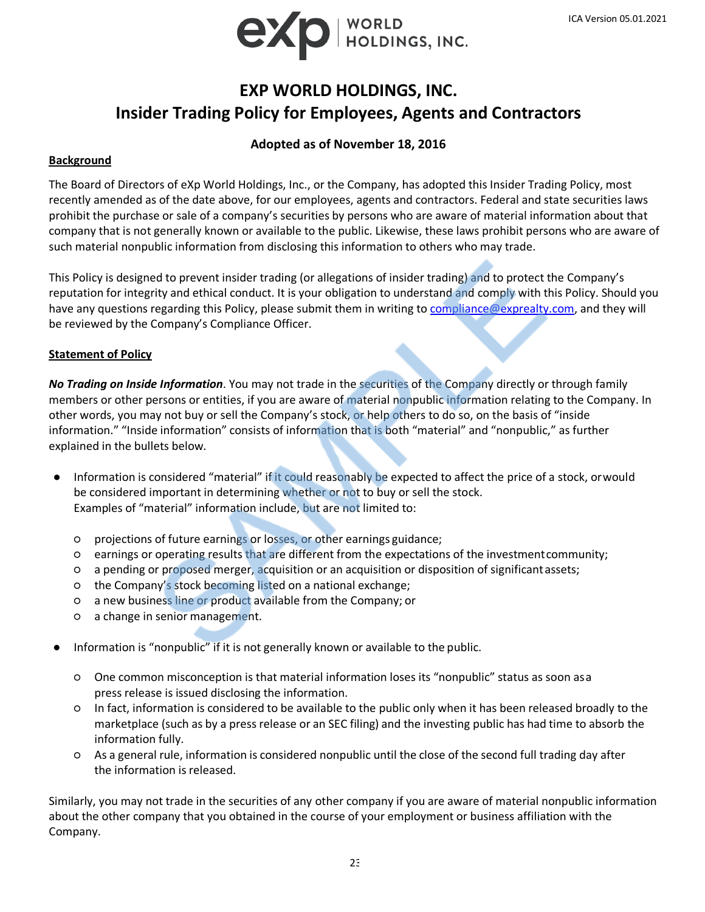# EXP WORLD HOLDINGS, INC.
# Insider Trading Policy for Employees, Agents and Contractors

**Adopted as of November 18, 2016**

**Background**

The Board of Directors of eXp World Holdings, Inc., or the Company, has adopted this Insider Trading Policy, most recently amended as of the date above, for our employees, agents and contractors. Federal and state securities laws prohibit the purchase or sale of a company's securities by persons who are aware of material information about that company that is not generally known or available to the public. Likewise, these laws prohibit persons who are aware of such material nonpublic information from disclosing this information to others who may trade.

This Policy is designed to prevent insider trading (or allegations of insider trading) and to protect the Company's reputation for integrity and ethical conduct. It is your obligation to understand and comply with this Policy. Should you have any questions regarding this Policy, please submit them in writing to compliance@exprealty.com, and they will be reviewed by the Company's Compliance Officer.

**Statement of Policy**

***No Trading on Inside Information***. You may not trade in the securities of the Company directly or through family members or other persons or entities, if you are aware of material nonpublic information relating to the Company. In other words, you may not buy or sell the Company's stock, or help others to do so, on the basis of "inside information." "Inside information" consists of information that is both "material" and "nonpublic," as further explained in the bullets below.

- Information is considered "material" if it could reasonably be expected to affect the price of a stock, or would be considered important in determining whether or not to buy or sell the stock.
  Examples of "material" information include, but are not limited to:
  - projections of future earnings or losses, or other earnings guidance;
  - earnings or operating results that are different from the expectations of the investment community;
  - a pending or proposed merger, acquisition or an acquisition or disposition of significant assets;
  - the Company's stock becoming listed on a national exchange;
  - a new business line or product available from the Company; or
  - a change in senior management.
- Information is "nonpublic" if it is not generally known or available to the public.
  - One common misconception is that material information loses its "nonpublic" status as soon as a press release is issued disclosing the information.
  - In fact, information is considered to be available to the public only when it has been released broadly to the marketplace (such as by a press release or an SEC filing) and the investing public has had time to absorb the information fully.
  - As a general rule, information is considered nonpublic until the close of the second full trading day after the information is released.

Similarly, you may not trade in the securities of any other company if you are aware of material nonpublic information about the other company that you obtained in the course of your employment or business affiliation with the Company.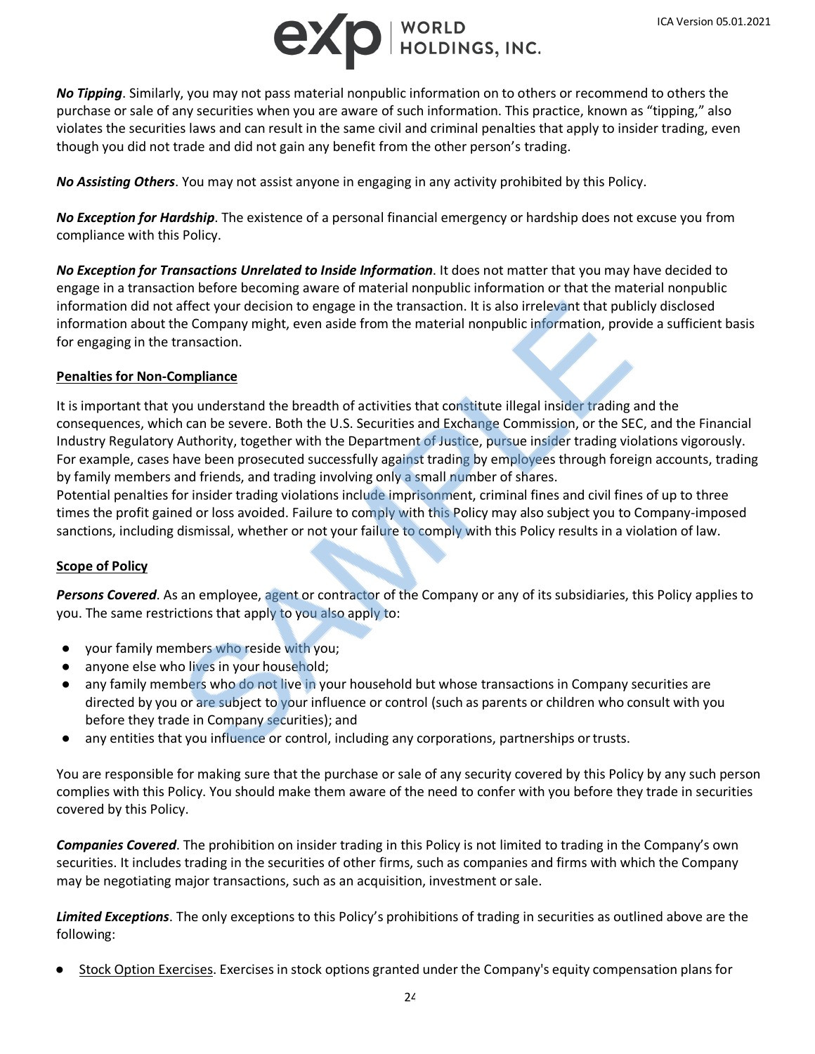***No Tipping***. Similarly, you may not pass material nonpublic information on to others or recommend to others the purchase or sale of any securities when you are aware of such information. This practice, known as "tipping," also violates the securities laws and can result in the same civil and criminal penalties that apply to insider trading, even though you did not trade and did not gain any benefit from the other person's trading.

***No Assisting Others***. You may not assist anyone in engaging in any activity prohibited by this Policy.

***No Exception for Hardship***. The existence of a personal financial emergency or hardship does not excuse you from compliance with this Policy.

***No Exception for Transactions Unrelated to Inside Information***. It does not matter that you may have decided to engage in a transaction before becoming aware of material nonpublic information or that the material nonpublic information did not affect your decision to engage in the transaction. It is also irrelevant that publicly disclosed information about the Company might, even aside from the material nonpublic information, provide a sufficient basis for engaging in the transaction.

**Penalties for Non-Compliance**

It is important that you understand the breadth of activities that constitute illegal insider trading and the consequences, which can be severe. Both the U.S. Securities and Exchange Commission, or the SEC, and the Financial Industry Regulatory Authority, together with the Department of Justice, pursue insider trading violations vigorously. For example, cases have been prosecuted successfully against trading by employees through foreign accounts, trading by family members and friends, and trading involving only a small number of shares.
Potential penalties for insider trading violations include imprisonment, criminal fines and civil fines of up to three times the profit gained or loss avoided. Failure to comply with this Policy may also subject you to Company-imposed sanctions, including dismissal, whether or not your failure to comply with this Policy results in a violation of law.

**Scope of Policy**

***Persons Covered***. As an employee, agent or contractor of the Company or any of its subsidiaries, this Policy applies to you. The same restrictions that apply to you also apply to:

- your family members who reside with you;
- anyone else who lives in your household;
- any family members who do not live in your household but whose transactions in Company securities are directed by you or are subject to your influence or control (such as parents or children who consult with you before they trade in Company securities); and
- any entities that you influence or control, including any corporations, partnerships or trusts.

You are responsible for making sure that the purchase or sale of any security covered by this Policy by any such person complies with this Policy. You should make them aware of the need to confer with you before they trade in securities covered by this Policy.

***Companies Covered***. The prohibition on insider trading in this Policy is not limited to trading in the Company's own securities. It includes trading in the securities of other firms, such as companies and firms with which the Company may be negotiating major transactions, such as an acquisition, investment or sale.

***Limited Exceptions***. The only exceptions to this Policy's prohibitions of trading in securities as outlined above are the following:

- Stock Option Exercises. Exercises in stock options granted under the Company's equity compensation plans for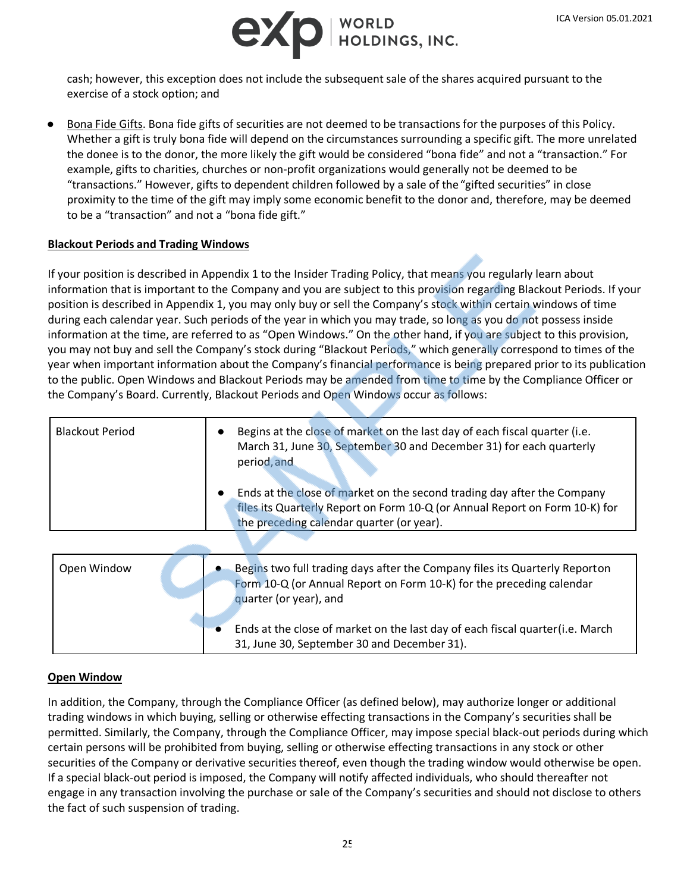cash; however, this exception does not include the subsequent sale of the shares acquired pursuant to the exercise of a stock option; and

- Bona Fide Gifts. Bona fide gifts of securities are not deemed to be transactions for the purposes of this Policy. Whether a gift is truly bona fide will depend on the circumstances surrounding a specific gift. The more unrelated the donee is to the donor, the more likely the gift would be considered "bona fide" and not a "transaction." For example, gifts to charities, churches or non-profit organizations would generally not be deemed to be "transactions." However, gifts to dependent children followed by a sale of the "gifted securities" in close proximity to the time of the gift may imply some economic benefit to the donor and, therefore, may be deemed to be a "transaction" and not a "bona fide gift."

**Blackout Periods and Trading Windows**

If your position is described in Appendix 1 to the Insider Trading Policy, that means you regularly learn about information that is important to the Company and you are subject to this provision regarding Blackout Periods. If your position is described in Appendix 1, you may only buy or sell the Company's stock within certain windows of time during each calendar year. Such periods of the year in which you may trade, so long as you do not possess inside information at the time, are referred to as "Open Windows." On the other hand, if you are subject to this provision, you may not buy and sell the Company's stock during "Blackout Periods," which generally correspond to times of the year when important information about the Company's financial performance is being prepared prior to its publication to the public. Open Windows and Blackout Periods may be amended from time to time by the Compliance Officer or the Company's Board. Currently, Blackout Periods and Open Windows occur as follows:

| | |
|---|---|
| Blackout Period | • Begins at the close of market on the last day of each fiscal quarter (i.e. March 31, June 30, September 30 and December 31) for each quarterly period, and<br>• Ends at the close of market on the second trading day after the Company files its Quarterly Report on Form 10-Q (or Annual Report on Form 10-K) for the preceding calendar quarter (or year). |

| | |
|---|---|
| Open Window | • Begins two full trading days after the Company files its Quarterly Reporton Form 10-Q (or Annual Report on Form 10-K) for the preceding calendar quarter (or year), and<br>• Ends at the close of market on the last day of each fiscal quarter(i.e. March 31, June 30, September 30 and December 31). |

**Open Window**

In addition, the Company, through the Compliance Officer (as defined below), may authorize longer or additional trading windows in which buying, selling or otherwise effecting transactions in the Company's securities shall be permitted. Similarly, the Company, through the Compliance Officer, may impose special black-out periods during which certain persons will be prohibited from buying, selling or otherwise effecting transactions in any stock or other securities of the Company or derivative securities thereof, even though the trading window would otherwise be open. If a special black-out period is imposed, the Company will notify affected individuals, who should thereafter not engage in any transaction involving the purchase or sale of the Company's securities and should not disclose to others the fact of such suspension of trading.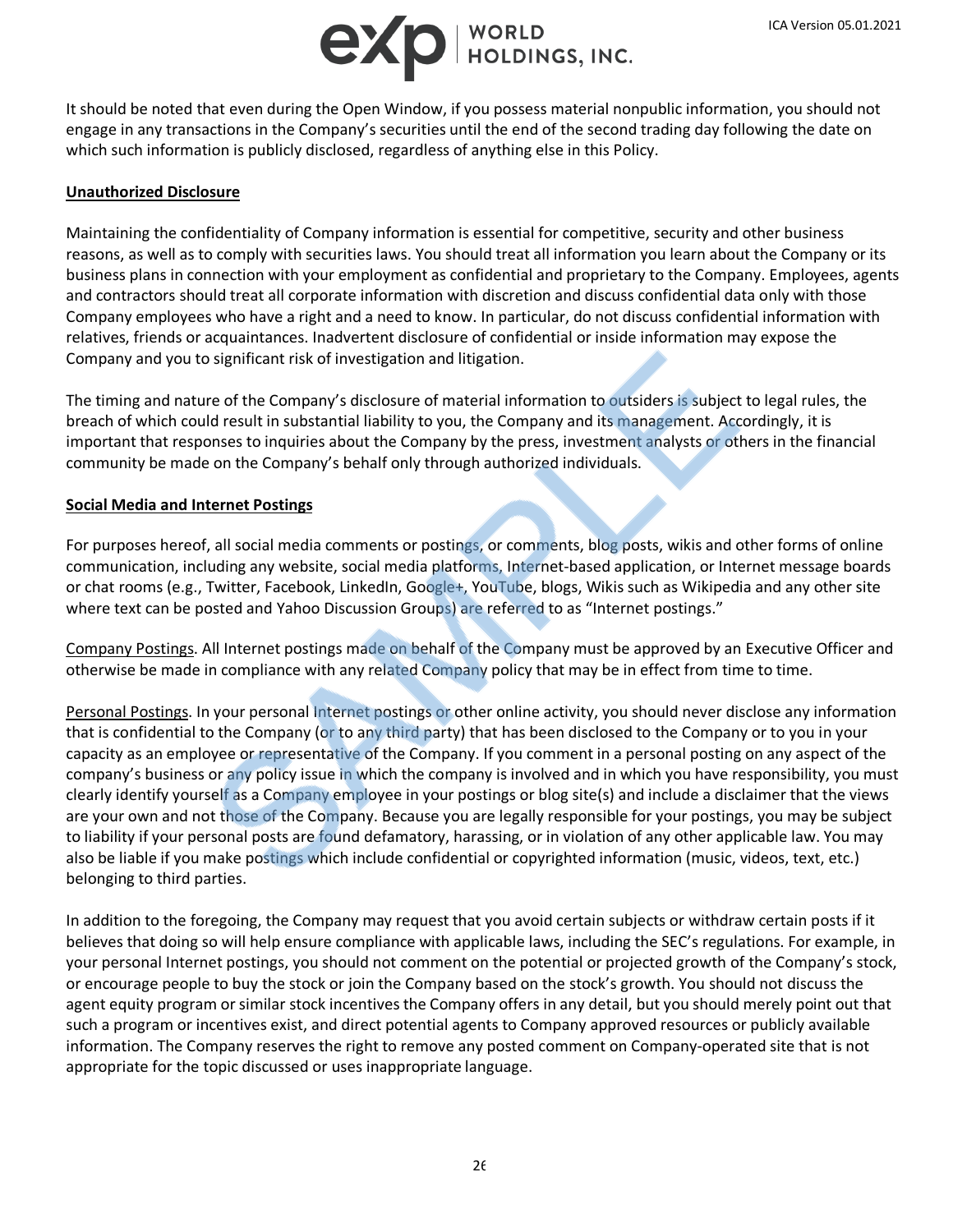It should be noted that even during the Open Window, if you possess material nonpublic information, you should not engage in any transactions in the Company's securities until the end of the second trading day following the date on which such information is publicly disclosed, regardless of anything else in this Policy.

**Unauthorized Disclosure**

Maintaining the confidentiality of Company information is essential for competitive, security and other business reasons, as well as to comply with securities laws. You should treat all information you learn about the Company or its business plans in connection with your employment as confidential and proprietary to the Company. Employees, agents and contractors should treat all corporate information with discretion and discuss confidential data only with those Company employees who have a right and a need to know. In particular, do not discuss confidential information with relatives, friends or acquaintances. Inadvertent disclosure of confidential or inside information may expose the Company and you to significant risk of investigation and litigation.

The timing and nature of the Company's disclosure of material information to outsiders is subject to legal rules, the breach of which could result in substantial liability to you, the Company and its management. Accordingly, it is important that responses to inquiries about the Company by the press, investment analysts or others in the financial community be made on the Company's behalf only through authorized individuals.

**Social Media and Internet Postings**

For purposes hereof, all social media comments or postings, or comments, blog posts, wikis and other forms of online communication, including any website, social media platforms, Internet-based application, or Internet message boards or chat rooms (e.g., Twitter, Facebook, LinkedIn, Google+, YouTube, blogs, Wikis such as Wikipedia and any other site where text can be posted and Yahoo Discussion Groups) are referred to as "Internet postings."

Company Postings. All Internet postings made on behalf of the Company must be approved by an Executive Officer and otherwise be made in compliance with any related Company policy that may be in effect from time to time.

Personal Postings. In your personal Internet postings or other online activity, you should never disclose any information that is confidential to the Company (or to any third party) that has been disclosed to the Company or to you in your capacity as an employee or representative of the Company. If you comment in a personal posting on any aspect of the company's business or any policy issue in which the company is involved and in which you have responsibility, you must clearly identify yourself as a Company employee in your postings or blog site(s) and include a disclaimer that the views are your own and not those of the Company. Because you are legally responsible for your postings, you may be subject to liability if your personal posts are found defamatory, harassing, or in violation of any other applicable law. You may also be liable if you make postings which include confidential or copyrighted information (music, videos, text, etc.) belonging to third parties.

In addition to the foregoing, the Company may request that you avoid certain subjects or withdraw certain posts if it believes that doing so will help ensure compliance with applicable laws, including the SEC's regulations. For example, in your personal Internet postings, you should not comment on the potential or projected growth of the Company's stock, or encourage people to buy the stock or join the Company based on the stock's growth. You should not discuss the agent equity program or similar stock incentives the Company offers in any detail, but you should merely point out that such a program or incentives exist, and direct potential agents to Company approved resources or publicly available information. The Company reserves the right to remove any posted comment on Company-operated site that is not appropriate for the topic discussed or uses inappropriate language.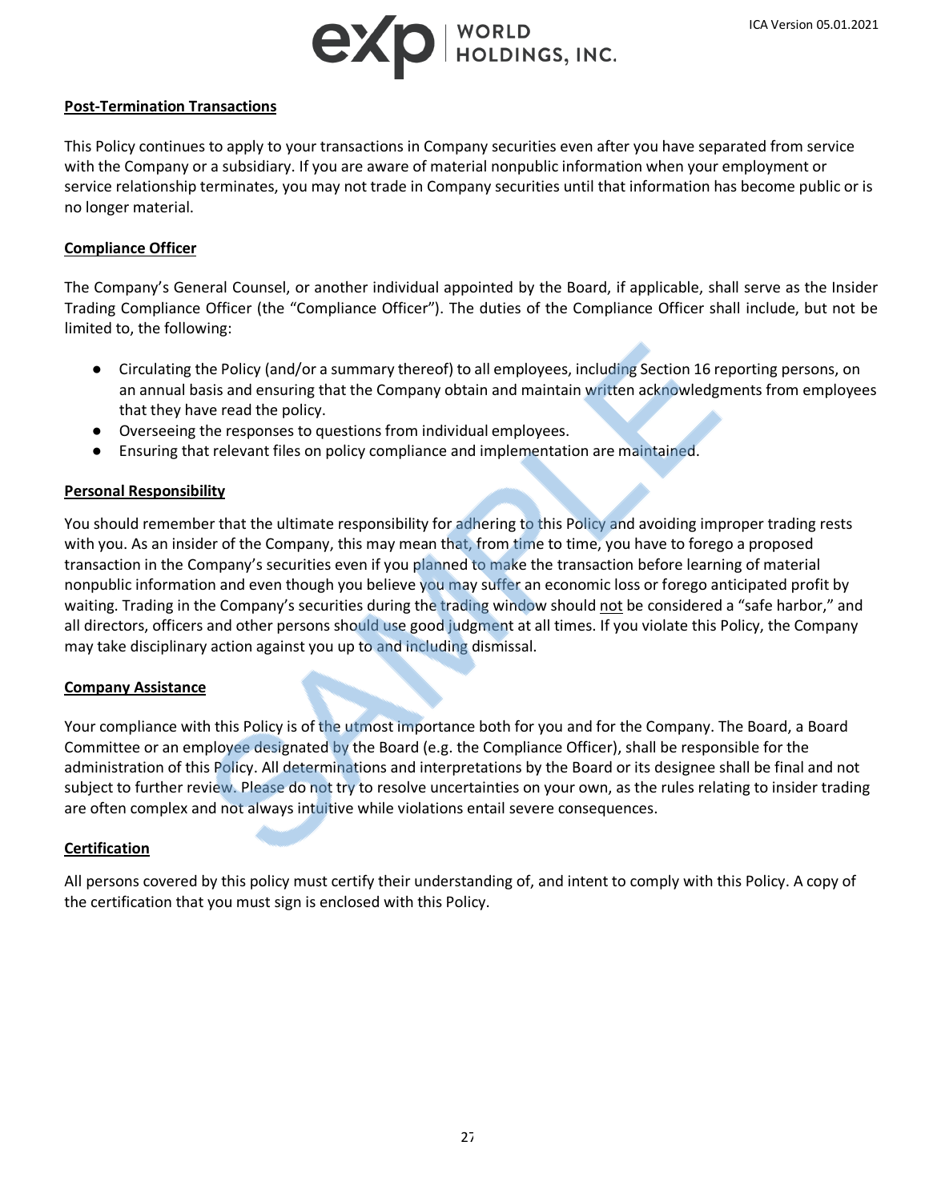**Post-Termination Transactions**

This Policy continues to apply to your transactions in Company securities even after you have separated from service with the Company or a subsidiary. If you are aware of material nonpublic information when your employment or service relationship terminates, you may not trade in Company securities until that information has become public or is no longer material.

**Compliance Officer**

The Company's General Counsel, or another individual appointed by the Board, if applicable, shall serve as the Insider Trading Compliance Officer (the "Compliance Officer"). The duties of the Compliance Officer shall include, but not be limited to, the following:

- Circulating the Policy (and/or a summary thereof) to all employees, including Section 16 reporting persons, on an annual basis and ensuring that the Company obtain and maintain written acknowledgments from employees that they have read the policy.
- Overseeing the responses to questions from individual employees.
- Ensuring that relevant files on policy compliance and implementation are maintained.

**Personal Responsibility**

You should remember that the ultimate responsibility for adhering to this Policy and avoiding improper trading rests with you. As an insider of the Company, this may mean that, from time to time, you have to forego a proposed transaction in the Company's securities even if you planned to make the transaction before learning of material nonpublic information and even though you believe you may suffer an economic loss or forego anticipated profit by waiting. Trading in the Company's securities during the trading window should not be considered a "safe harbor," and all directors, officers and other persons should use good judgment at all times. If you violate this Policy, the Company may take disciplinary action against you up to and including dismissal.

**Company Assistance**

Your compliance with this Policy is of the utmost importance both for you and for the Company. The Board, a Board Committee or an employee designated by the Board (e.g. the Compliance Officer), shall be responsible for the administration of this Policy. All determinations and interpretations by the Board or its designee shall be final and not subject to further review. Please do not try to resolve uncertainties on your own, as the rules relating to insider trading are often complex and not always intuitive while violations entail severe consequences.

**Certification**

All persons covered by this policy must certify their understanding of, and intent to comply with this Policy. A copy of the certification that you must sign is enclosed with this Policy.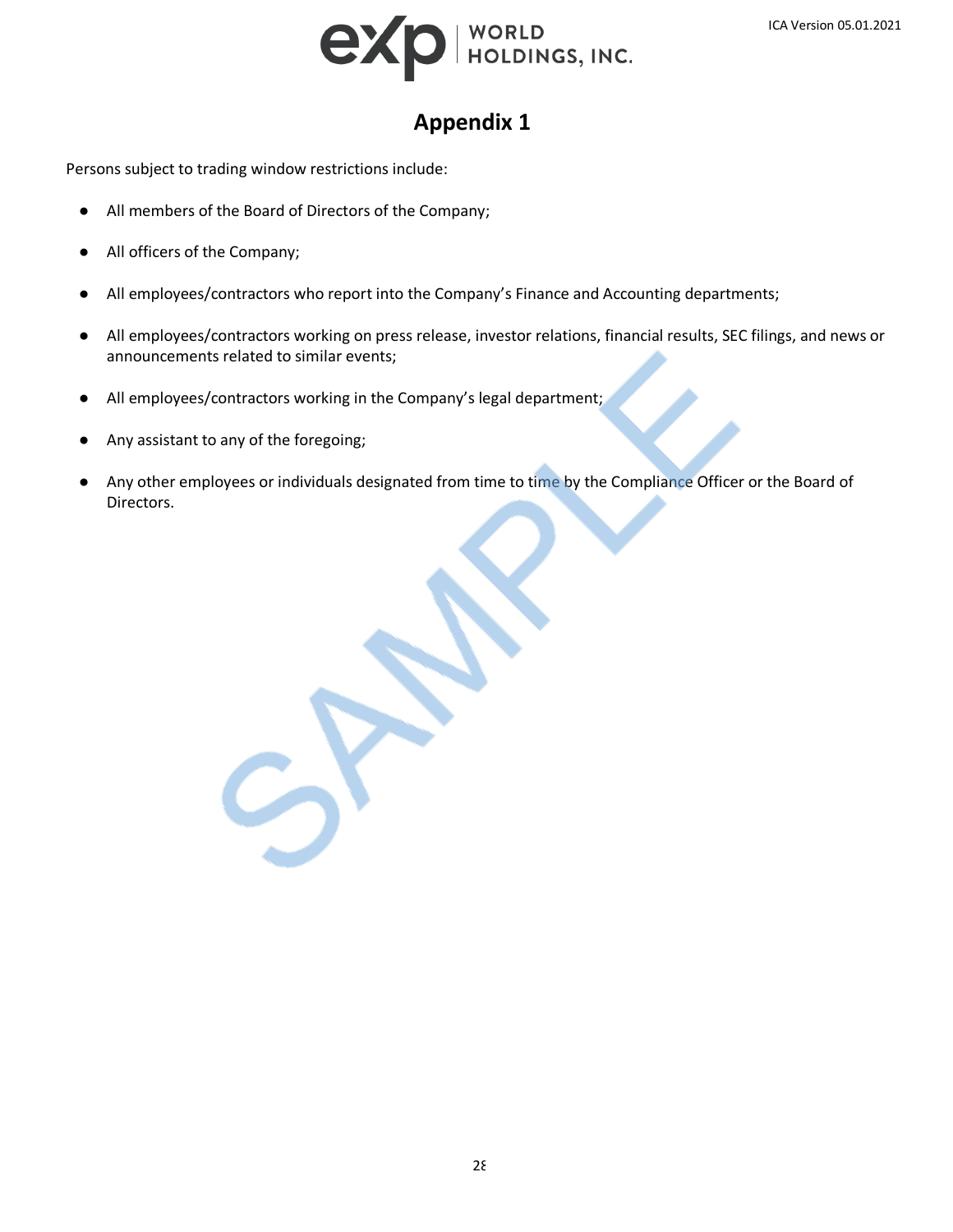# Appendix 1

Persons subject to trading window restrictions include:

- All members of the Board of Directors of the Company;
- All officers of the Company;
- All employees/contractors who report into the Company's Finance and Accounting departments;
- All employees/contractors working on press release, investor relations, financial results, SEC filings, and news or announcements related to similar events;
- All employees/contractors working in the Company's legal department;
- Any assistant to any of the foregoing;
- Any other employees or individuals designated from time to time by the Compliance Officer or the Board of Directors.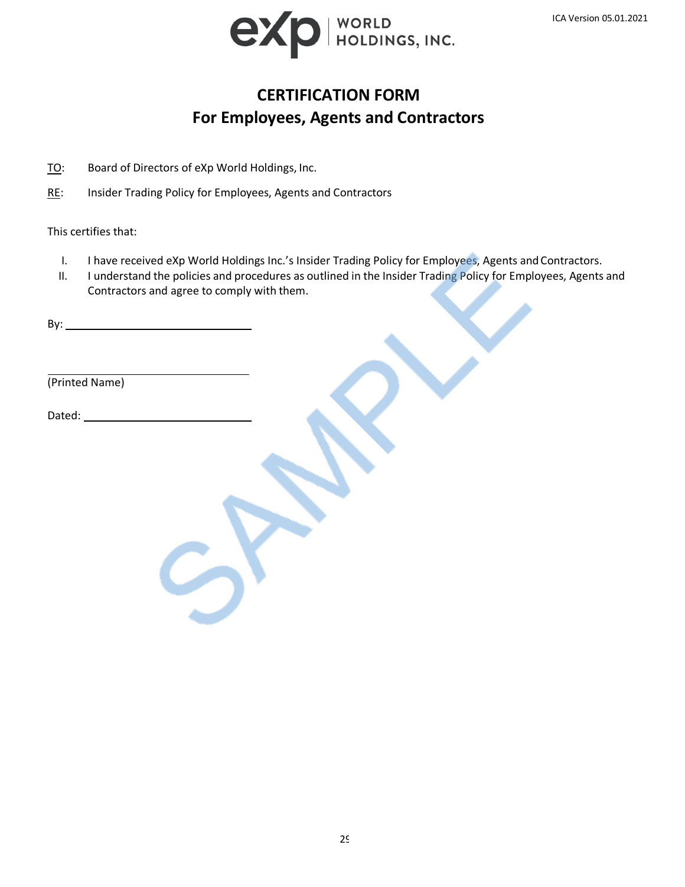ICA Version 05.01.2021

# CERTIFICATION FORM
## For Employees, Agents and Contractors

TO: Board of Directors of eXp World Holdings, Inc.

RE: Insider Trading Policy for Employees, Agents and Contractors

This certifies that:

I. I have received eXp World Holdings Inc.'s Insider Trading Policy for Employees, Agents and Contractors.

II. I understand the policies and procedures as outlined in the Insider Trading Policy for Employees, Agents and Contractors and agree to comply with them.

By: ______________________________

______________________________

(Printed Name)

Dated: ______________________________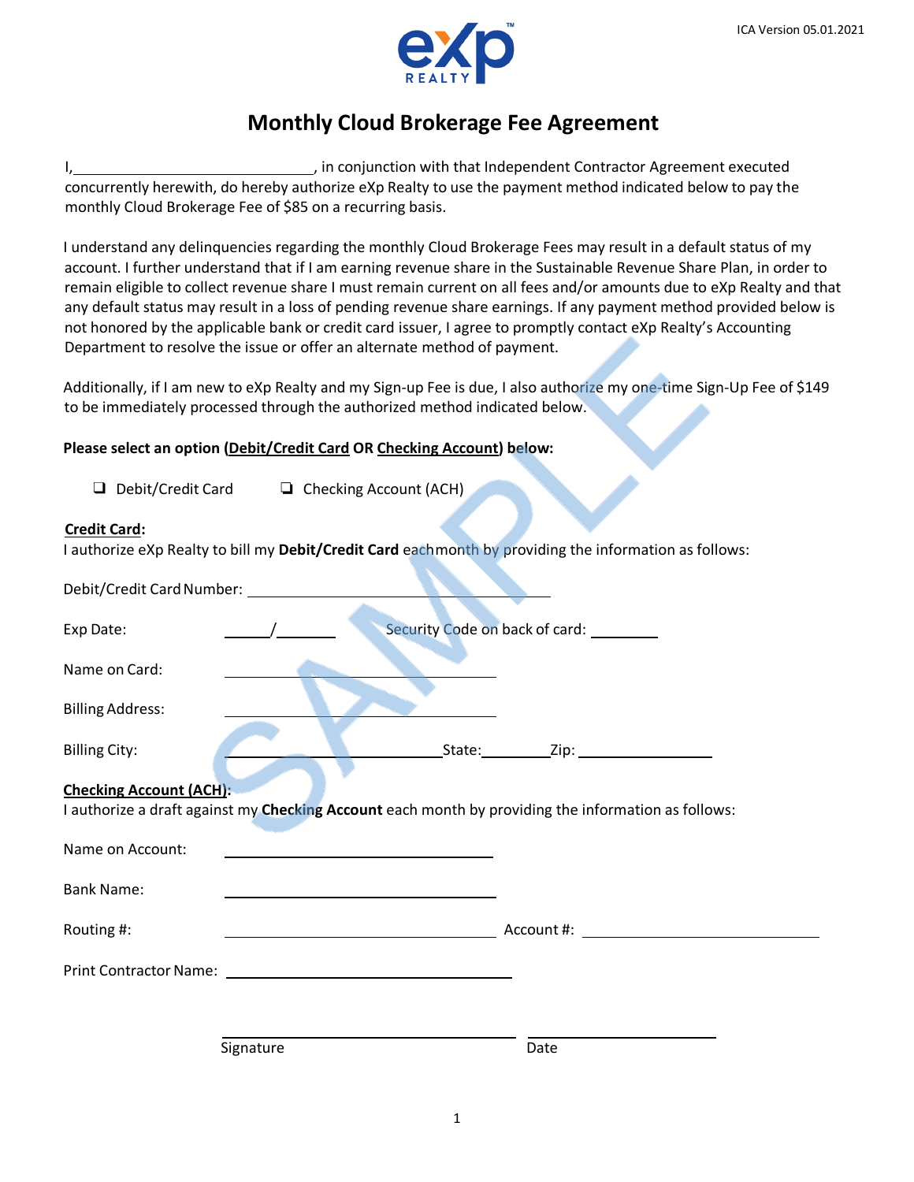ICA Version 05.01.2021

# Monthly Cloud Brokerage Fee Agreement

I,\_\_\_\_\_\_\_\_\_\_\_\_\_\_\_\_\_\_\_\_\_\_\_\_\_\_\_\_\_\_, in conjunction with that Independent Contractor Agreement executed concurrently herewith, do hereby authorize eXp Realty to use the payment method indicated below to pay the monthly Cloud Brokerage Fee of $85 on a recurring basis.

I understand any delinquencies regarding the monthly Cloud Brokerage Fees may result in a default status of my account. I further understand that if I am earning revenue share in the Sustainable Revenue Share Plan, in order to remain eligible to collect revenue share I must remain current on all fees and/or amounts due to eXp Realty and that any default status may result in a loss of pending revenue share earnings. If any payment method provided below is not honored by the applicable bank or credit card issuer, I agree to promptly contact eXp Realty's Accounting Department to resolve the issue or offer an alternate method of payment.

Additionally, if I am new to eXp Realty and my Sign-up Fee is due, I also authorize my one-time Sign-Up Fee of $149 to be immediately processed through the authorized method indicated below.

**Please select an option (Debit/Credit Card OR Checking Account) below:**

❑ Debit/Credit Card ❑ Checking Account (ACH)

**Credit Card:**

I authorize eXp Realty to bill my **Debit/Credit Card** each month by providing the information as follows:

Debit/Credit Card Number: \_\_\_\_\_\_\_\_\_\_\_\_\_\_\_\_\_\_\_\_\_\_\_\_\_\_\_\_\_\_\_\_\_\_

Exp Date: \_\_\_\_\_/\_\_\_\_\_\_ Security Code on back of card: \_\_\_\_\_\_\_\_

Name on Card: \_\_\_\_\_\_\_\_\_\_\_\_\_\_\_\_\_\_\_\_\_\_\_\_\_\_\_\_\_\_

Billing Address: \_\_\_\_\_\_\_\_\_\_\_\_\_\_\_\_\_\_\_\_\_\_\_\_\_\_\_\_\_\_

Billing City: \_\_\_\_\_\_\_\_\_\_\_\_\_\_\_\_\_\_\_\_\_\_\_\_\_\_\_\_\_\_State:\_\_\_\_\_\_\_\_Zip: \_\_\_\_\_\_\_\_\_\_\_\_\_\_\_\_

**Checking Account (ACH):**

I authorize a draft against my **Checking Account** each month by providing the information as follows:

Name on Account: \_\_\_\_\_\_\_\_\_\_\_\_\_\_\_\_\_\_\_\_\_\_\_\_\_\_\_\_\_\_

Bank Name: \_\_\_\_\_\_\_\_\_\_\_\_\_\_\_\_\_\_\_\_\_\_\_\_\_\_\_\_\_\_

Routing #: \_\_\_\_\_\_\_\_\_\_\_\_\_\_\_\_\_\_\_\_\_\_\_\_\_\_\_\_\_\_ Account #: \_\_\_\_\_\_\_\_\_\_\_\_\_\_\_\_\_\_\_\_\_\_\_\_\_\_\_\_

Print Contractor Name: \_\_\_\_\_\_\_\_\_\_\_\_\_\_\_\_\_\_\_\_\_\_\_\_\_\_\_\_\_\_

\_\_\_\_\_\_\_\_\_\_\_\_\_\_\_\_\_\_\_\_\_\_\_\_\_\_\_\_\_\_ \_\_\_\_\_\_\_\_\_\_\_\_\_\_\_\_\_\_\_\_

Signature Date